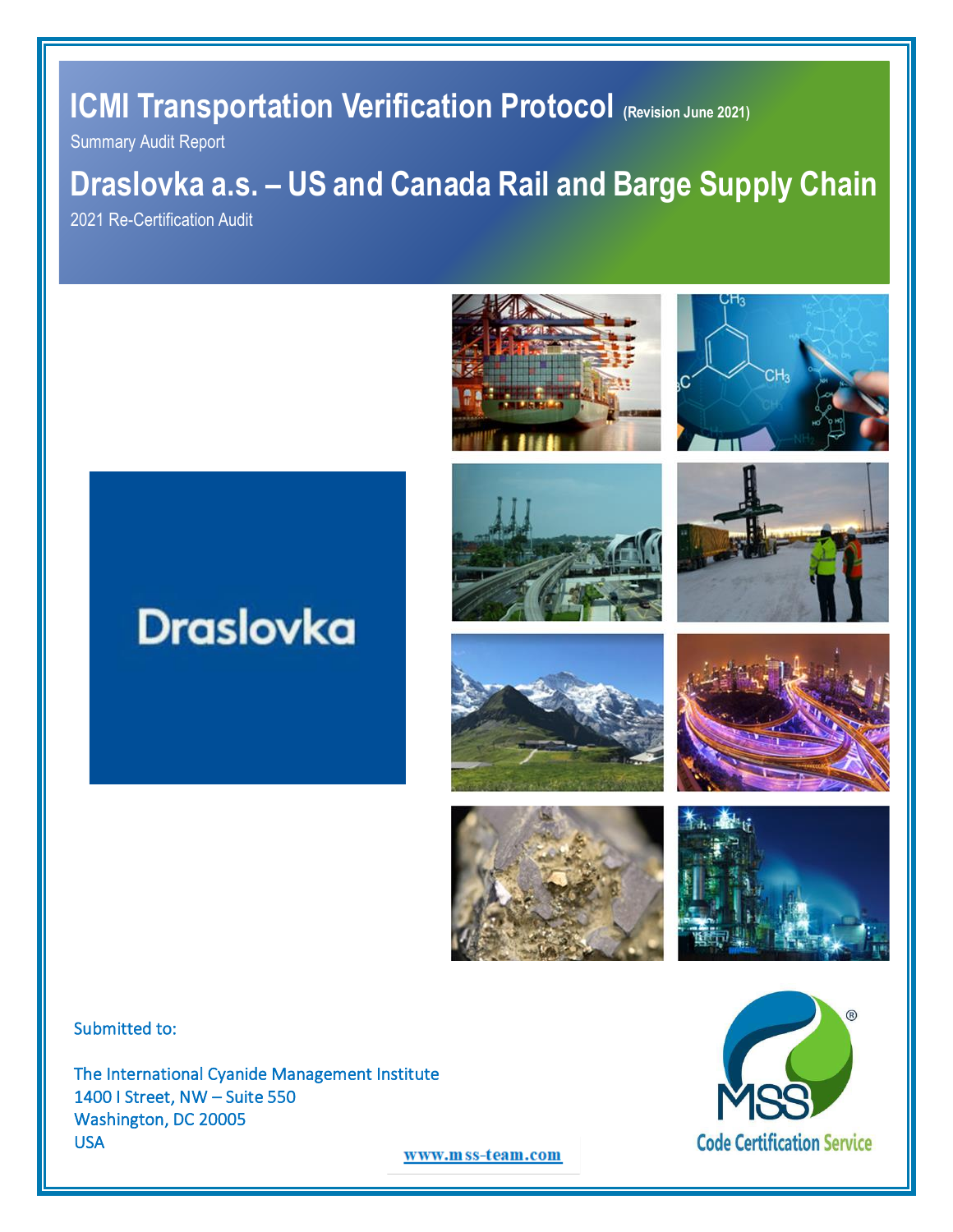# ICMI Transportation Verification Protocol (Revision June 2021)

Summary Audit Report

# Draslovka a.s. – US and Canada Rail and Barge Supply Chain

2021 Re-Certification Audit

Draslovka

Submitted to:

The International Cyanide Management Institute
1400 I Street, NW – Suite 550
Washington, DC 20005
USA

www.mss-team.com

MSS Code Certification Service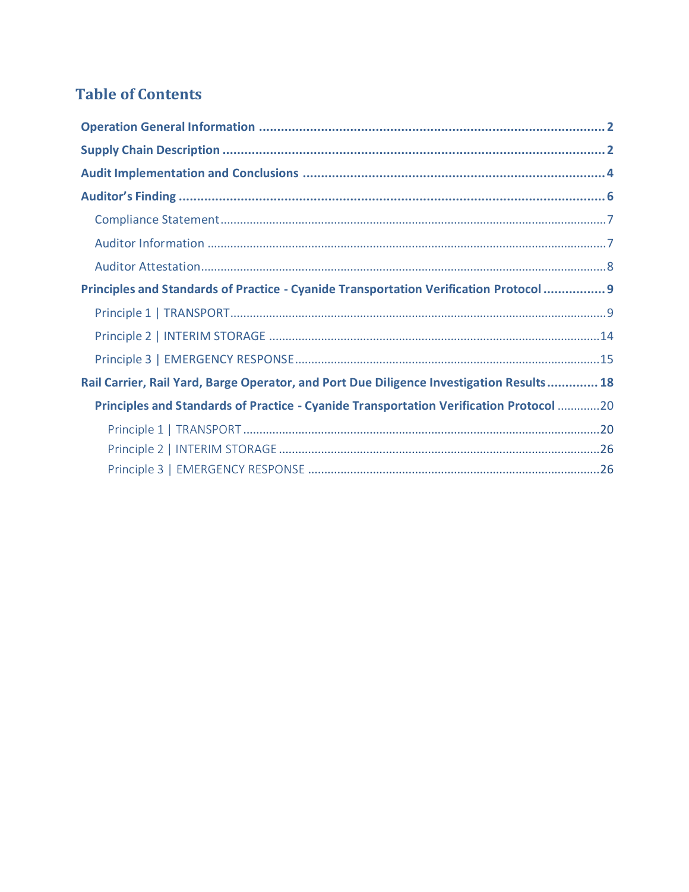# Table of Contents

- **Operation General Information** ..... 2
- **Supply Chain Description** ..... 2
- **Audit Implementation and Conclusions** ..... 4
- **Auditor's Finding** ..... 6
  - Compliance Statement ..... 7
  - Auditor Information ..... 7
  - Auditor Attestation ..... 8
- **Principles and Standards of Practice - Cyanide Transportation Verification Protocol** ..... 9
  - Principle 1 | TRANSPORT ..... 9
  - Principle 2 | INTERIM STORAGE ..... 14
  - Principle 3 | EMERGENCY RESPONSE ..... 15
- **Rail Carrier, Rail Yard, Barge Operator, and Port Due Diligence Investigation Results** ..... 18
  - **Principles and Standards of Practice - Cyanide Transportation Verification Protocol** ..... 20
    - Principle 1 | TRANSPORT ..... 20
    - Principle 2 | INTERIM STORAGE ..... 26
    - Principle 3 | EMERGENCY RESPONSE ..... 26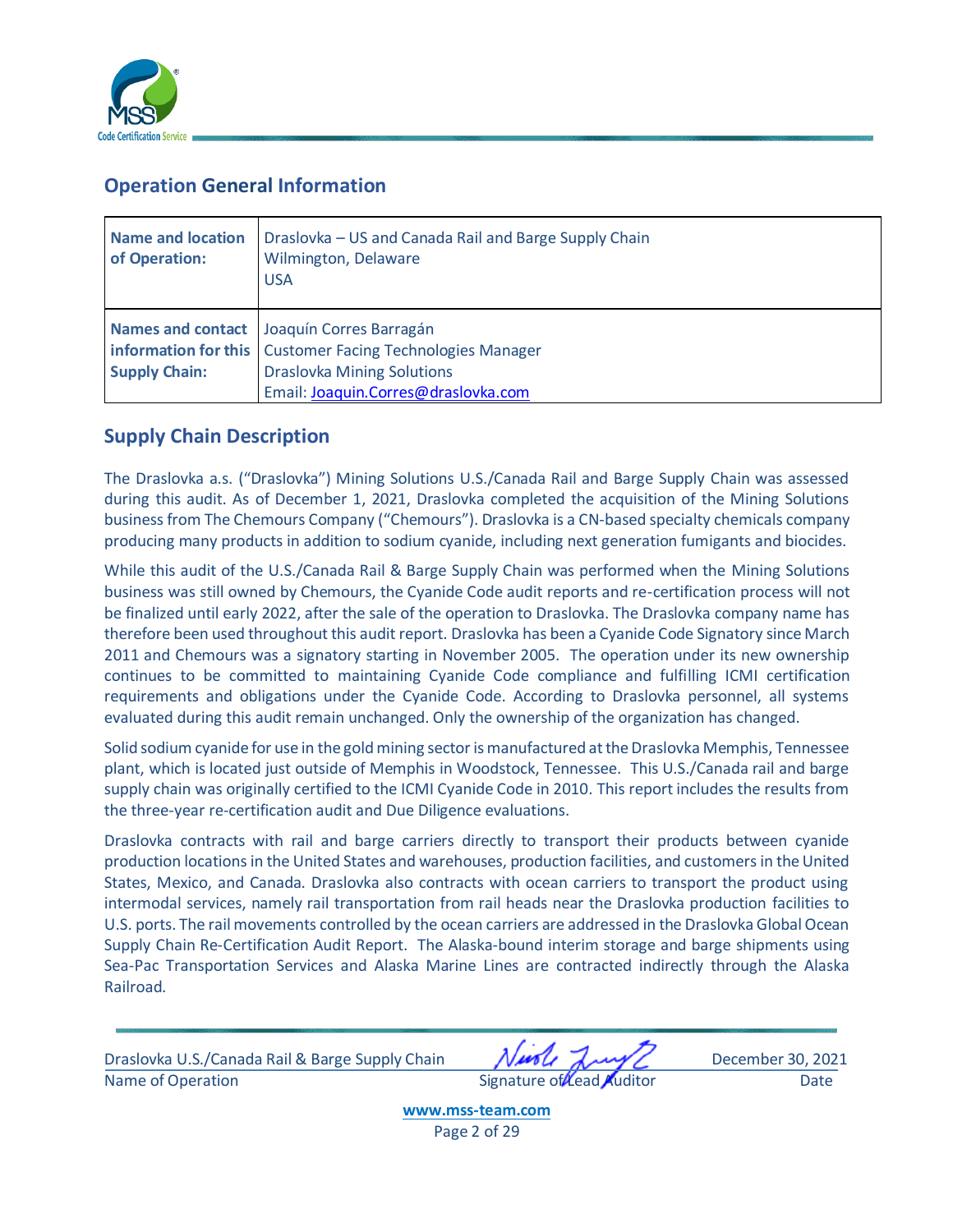## Operation General Information

| Name and location of Operation: | Draslovka – US and Canada Rail and Barge Supply Chain<br>Wilmington, Delaware<br>USA |
|---|---|
| Names and contact information for this Supply Chain: | Joaquín Corres Barragán<br>Customer Facing Technologies Manager<br>Draslovka Mining Solutions<br>Email: Joaquin.Corres@draslovka.com |

## Supply Chain Description

The Draslovka a.s. ("Draslovka") Mining Solutions U.S./Canada Rail and Barge Supply Chain was assessed during this audit. As of December 1, 2021, Draslovka completed the acquisition of the Mining Solutions business from The Chemours Company ("Chemours"). Draslovka is a CN-based specialty chemicals company producing many products in addition to sodium cyanide, including next generation fumigants and biocides.

While this audit of the U.S./Canada Rail & Barge Supply Chain was performed when the Mining Solutions business was still owned by Chemours, the Cyanide Code audit reports and re-certification process will not be finalized until early 2022, after the sale of the operation to Draslovka. The Draslovka company name has therefore been used throughout this audit report. Draslovka has been a Cyanide Code Signatory since March 2011 and Chemours was a signatory starting in November 2005. The operation under its new ownership continues to be committed to maintaining Cyanide Code compliance and fulfilling ICMI certification requirements and obligations under the Cyanide Code. According to Draslovka personnel, all systems evaluated during this audit remain unchanged. Only the ownership of the organization has changed.

Solid sodium cyanide for use in the gold mining sector is manufactured at the Draslovka Memphis, Tennessee plant, which is located just outside of Memphis in Woodstock, Tennessee. This U.S./Canada rail and barge supply chain was originally certified to the ICMI Cyanide Code in 2010. This report includes the results from the three-year re-certification audit and Due Diligence evaluations.

Draslovka contracts with rail and barge carriers directly to transport their products between cyanide production locations in the United States and warehouses, production facilities, and customers in the United States, Mexico, and Canada. Draslovka also contracts with ocean carriers to transport the product using intermodal services, namely rail transportation from rail heads near the Draslovka production facilities to U.S. ports. The rail movements controlled by the ocean carriers are addressed in the Draslovka Global Ocean Supply Chain Re-Certification Audit Report. The Alaska-bound interim storage and barge shipments using Sea-Pac Transportation Services and Alaska Marine Lines are contracted indirectly through the Alaska Railroad.

Draslovka U.S./Canada Rail & Barge Supply Chain | Signature of Lead Auditor | December 30, 2021
Name of Operation | | Date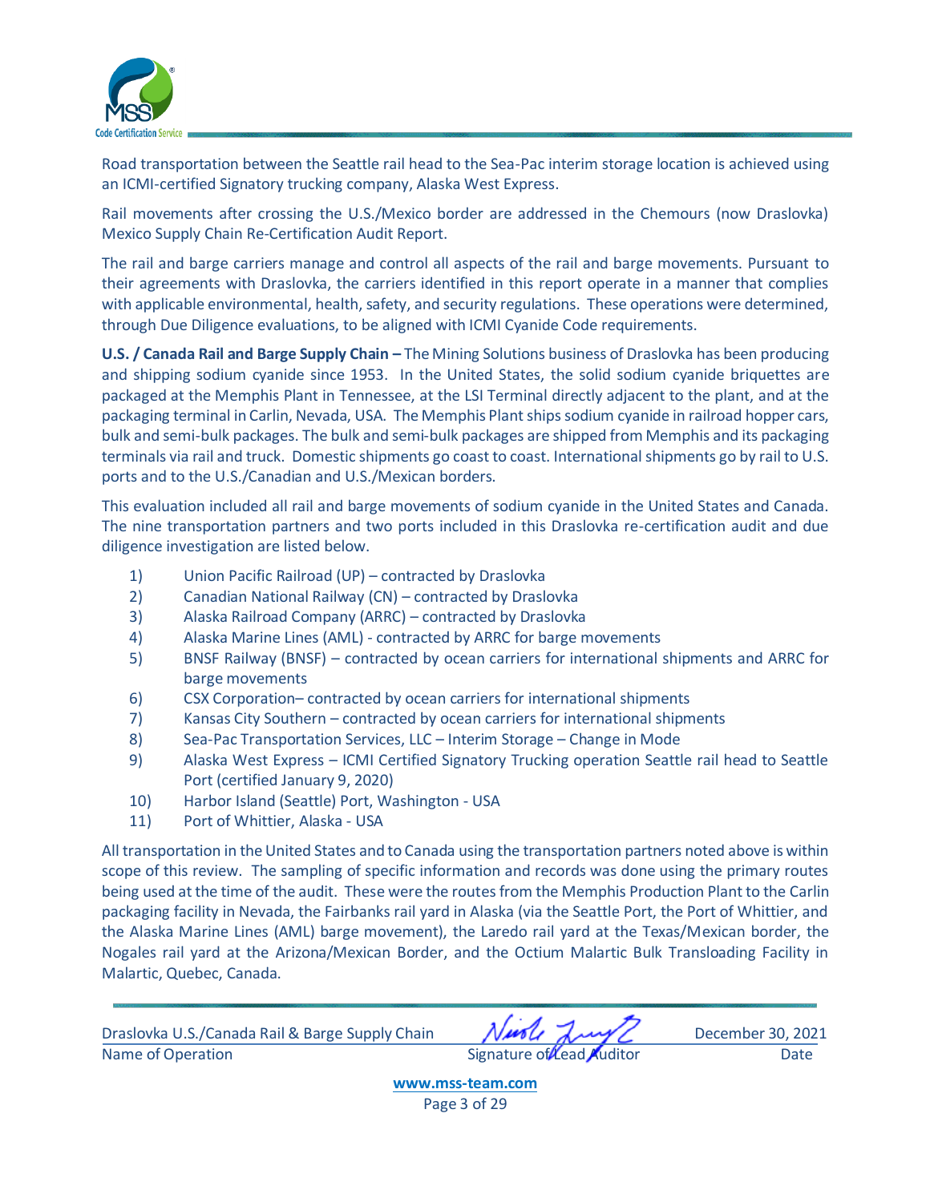Road transportation between the Seattle rail head to the Sea-Pac interim storage location is achieved using an ICMI-certified Signatory trucking company, Alaska West Express.

Rail movements after crossing the U.S./Mexico border are addressed in the Chemours (now Draslovka) Mexico Supply Chain Re-Certification Audit Report.

The rail and barge carriers manage and control all aspects of the rail and barge movements. Pursuant to their agreements with Draslovka, the carriers identified in this report operate in a manner that complies with applicable environmental, health, safety, and security regulations. These operations were determined, through Due Diligence evaluations, to be aligned with ICMI Cyanide Code requirements.

**U.S. / Canada Rail and Barge Supply Chain –** The Mining Solutions business of Draslovka has been producing and shipping sodium cyanide since 1953. In the United States, the solid sodium cyanide briquettes are packaged at the Memphis Plant in Tennessee, at the LSI Terminal directly adjacent to the plant, and at the packaging terminal in Carlin, Nevada, USA. The Memphis Plant ships sodium cyanide in railroad hopper cars, bulk and semi-bulk packages. The bulk and semi-bulk packages are shipped from Memphis and its packaging terminals via rail and truck. Domestic shipments go coast to coast. International shipments go by rail to U.S. ports and to the U.S./Canadian and U.S./Mexican borders.

This evaluation included all rail and barge movements of sodium cyanide in the United States and Canada. The nine transportation partners and two ports included in this Draslovka re-certification audit and due diligence investigation are listed below.

1) Union Pacific Railroad (UP) – contracted by Draslovka
2) Canadian National Railway (CN) – contracted by Draslovka
3) Alaska Railroad Company (ARRC) – contracted by Draslovka
4) Alaska Marine Lines (AML) - contracted by ARRC for barge movements
5) BNSF Railway (BNSF) – contracted by ocean carriers for international shipments and ARRC for barge movements
6) CSX Corporation– contracted by ocean carriers for international shipments
7) Kansas City Southern – contracted by ocean carriers for international shipments
8) Sea-Pac Transportation Services, LLC – Interim Storage – Change in Mode
9) Alaska West Express – ICMI Certified Signatory Trucking operation Seattle rail head to Seattle Port (certified January 9, 2020)
10) Harbor Island (Seattle) Port, Washington - USA
11) Port of Whittier, Alaska - USA

All transportation in the United States and to Canada using the transportation partners noted above is within scope of this review. The sampling of specific information and records was done using the primary routes being used at the time of the audit. These were the routes from the Memphis Production Plant to the Carlin packaging facility in Nevada, the Fairbanks rail yard in Alaska (via the Seattle Port, the Port of Whittier, and the Alaska Marine Lines (AML) barge movement), the Laredo rail yard at the Texas/Mexican border, the Nogales rail yard at the Arizona/Mexican Border, and the Octium Malartic Bulk Transloading Facility in Malartic, Quebec, Canada.

| Draslovka U.S./Canada Rail & Barge Supply Chain | [signature] | December 30, 2021 |
|---|---|---|
| Name of Operation | Signature of Lead Auditor | Date |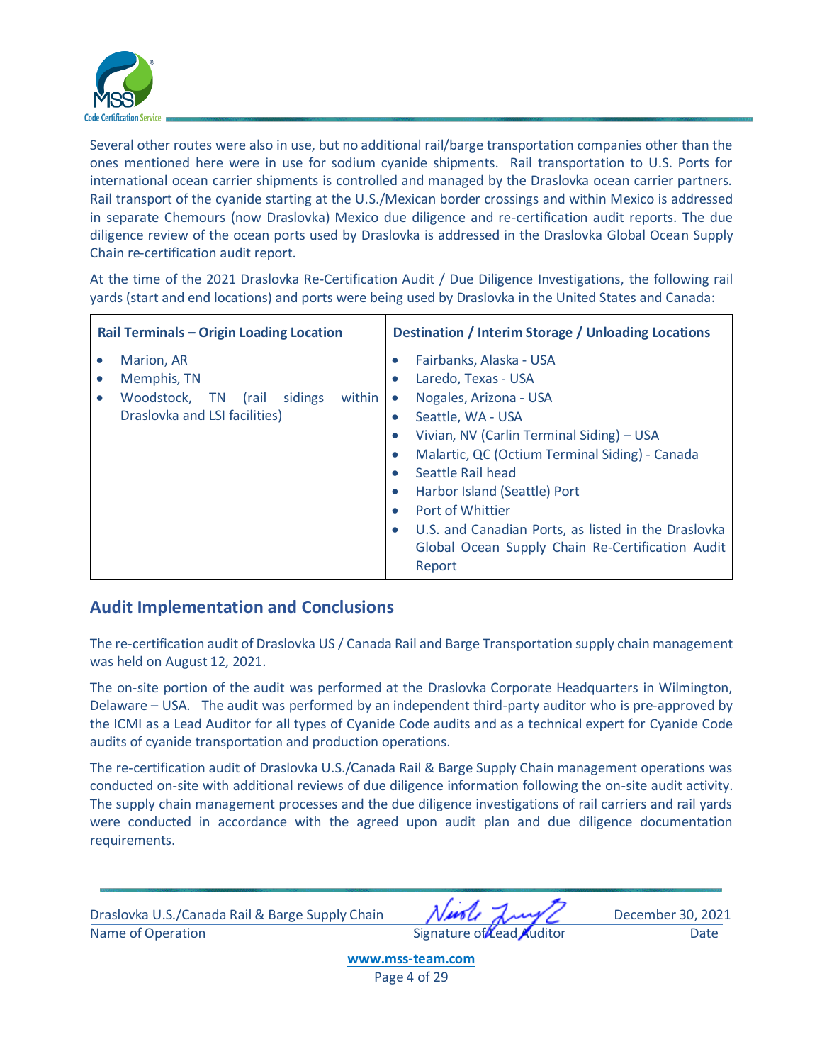Several other routes were also in use, but no additional rail/barge transportation companies other than the ones mentioned here were in use for sodium cyanide shipments. Rail transportation to U.S. Ports for international ocean carrier shipments is controlled and managed by the Draslovka ocean carrier partners. Rail transport of the cyanide starting at the U.S./Mexican border crossings and within Mexico is addressed in separate Chemours (now Draslovka) Mexico due diligence and re-certification audit reports. The due diligence review of the ocean ports used by Draslovka is addressed in the Draslovka Global Ocean Supply Chain re-certification audit report.

At the time of the 2021 Draslovka Re-Certification Audit / Due Diligence Investigations, the following rail yards (start and end locations) and ports were being used by Draslovka in the United States and Canada:

| Rail Terminals – Origin Loading Location | Destination / Interim Storage / Unloading Locations |
|---|---|
| • Marion, AR<br>• Memphis, TN<br>• Woodstock, TN (rail sidings within Draslovka and LSI facilities) | • Fairbanks, Alaska - USA<br>• Laredo, Texas - USA<br>• Nogales, Arizona - USA<br>• Seattle, WA - USA<br>• Vivian, NV (Carlin Terminal Siding) – USA<br>• Malartic, QC (Octium Terminal Siding) - Canada<br>• Seattle Rail head<br>• Harbor Island (Seattle) Port<br>• Port of Whittier<br>• U.S. and Canadian Ports, as listed in the Draslovka Global Ocean Supply Chain Re-Certification Audit Report |

## Audit Implementation and Conclusions

The re-certification audit of Draslovka US / Canada Rail and Barge Transportation supply chain management was held on August 12, 2021.

The on-site portion of the audit was performed at the Draslovka Corporate Headquarters in Wilmington, Delaware – USA. The audit was performed by an independent third-party auditor who is pre-approved by the ICMI as a Lead Auditor for all types of Cyanide Code audits and as a technical expert for Cyanide Code audits of cyanide transportation and production operations.

The re-certification audit of Draslovka U.S./Canada Rail & Barge Supply Chain management operations was conducted on-site with additional reviews of due diligence information following the on-site audit activity. The supply chain management processes and the due diligence investigations of rail carriers and rail yards were conducted in accordance with the agreed upon audit plan and due diligence documentation requirements.

| Draslovka U.S./Canada Rail & Barge Supply Chain | | December 30, 2021 |
|---|---|---|
| Name of Operation | Signature of Lead Auditor | Date |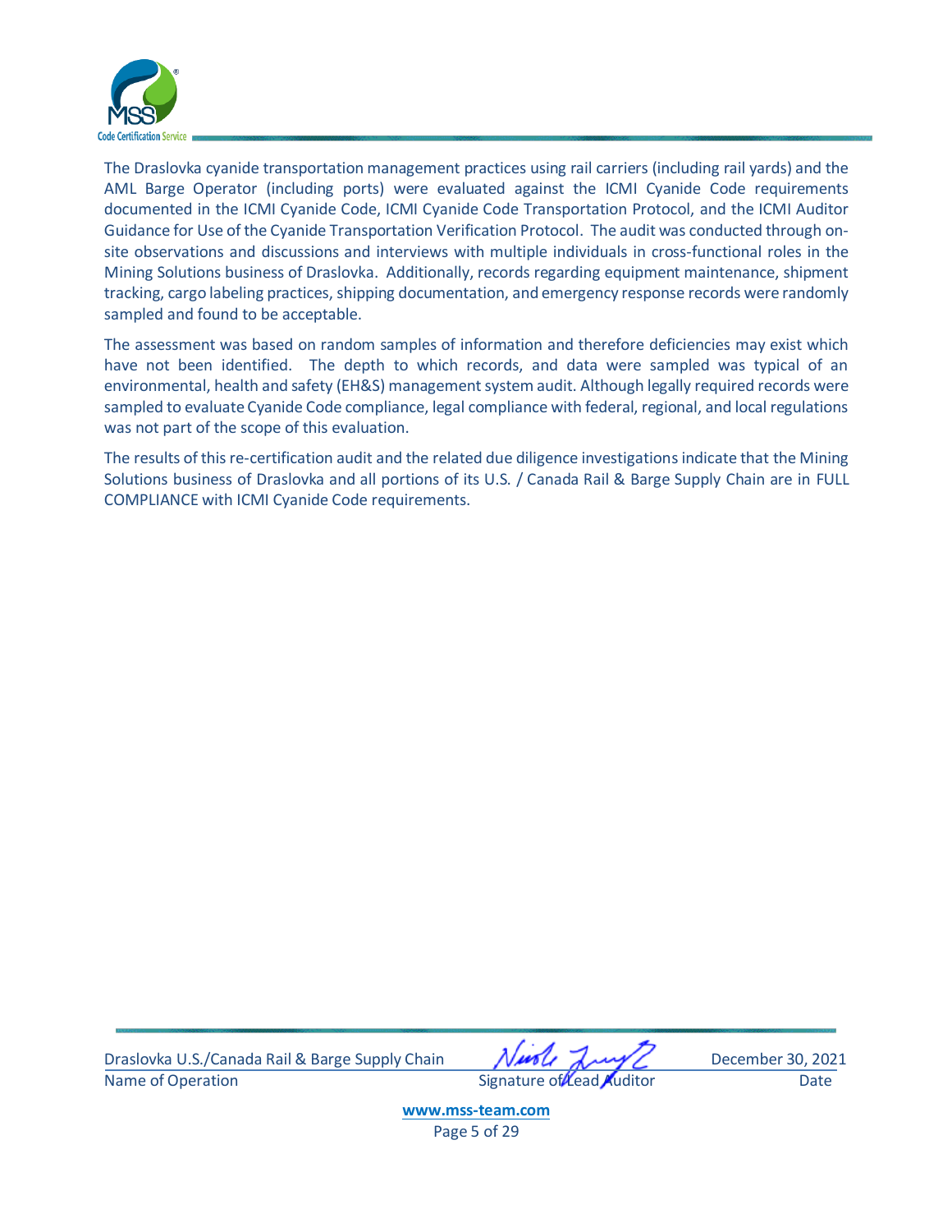The Draslovka cyanide transportation management practices using rail carriers (including rail yards) and the AML Barge Operator (including ports) were evaluated against the ICMI Cyanide Code requirements documented in the ICMI Cyanide Code, ICMI Cyanide Code Transportation Protocol, and the ICMI Auditor Guidance for Use of the Cyanide Transportation Verification Protocol. The audit was conducted through on-site observations and discussions and interviews with multiple individuals in cross-functional roles in the Mining Solutions business of Draslovka. Additionally, records regarding equipment maintenance, shipment tracking, cargo labeling practices, shipping documentation, and emergency response records were randomly sampled and found to be acceptable.

The assessment was based on random samples of information and therefore deficiencies may exist which have not been identified. The depth to which records, and data were sampled was typical of an environmental, health and safety (EH&S) management system audit. Although legally required records were sampled to evaluate Cyanide Code compliance, legal compliance with federal, regional, and local regulations was not part of the scope of this evaluation.

The results of this re-certification audit and the related due diligence investigations indicate that the Mining Solutions business of Draslovka and all portions of its U.S. / Canada Rail & Barge Supply Chain are in FULL COMPLIANCE with ICMI Cyanide Code requirements.

| Draslovka U.S./Canada Rail & Barge Supply Chain | [signature] | December 30, 2021 |
|---|---|---|
| Name of Operation | Signature of Lead Auditor | Date |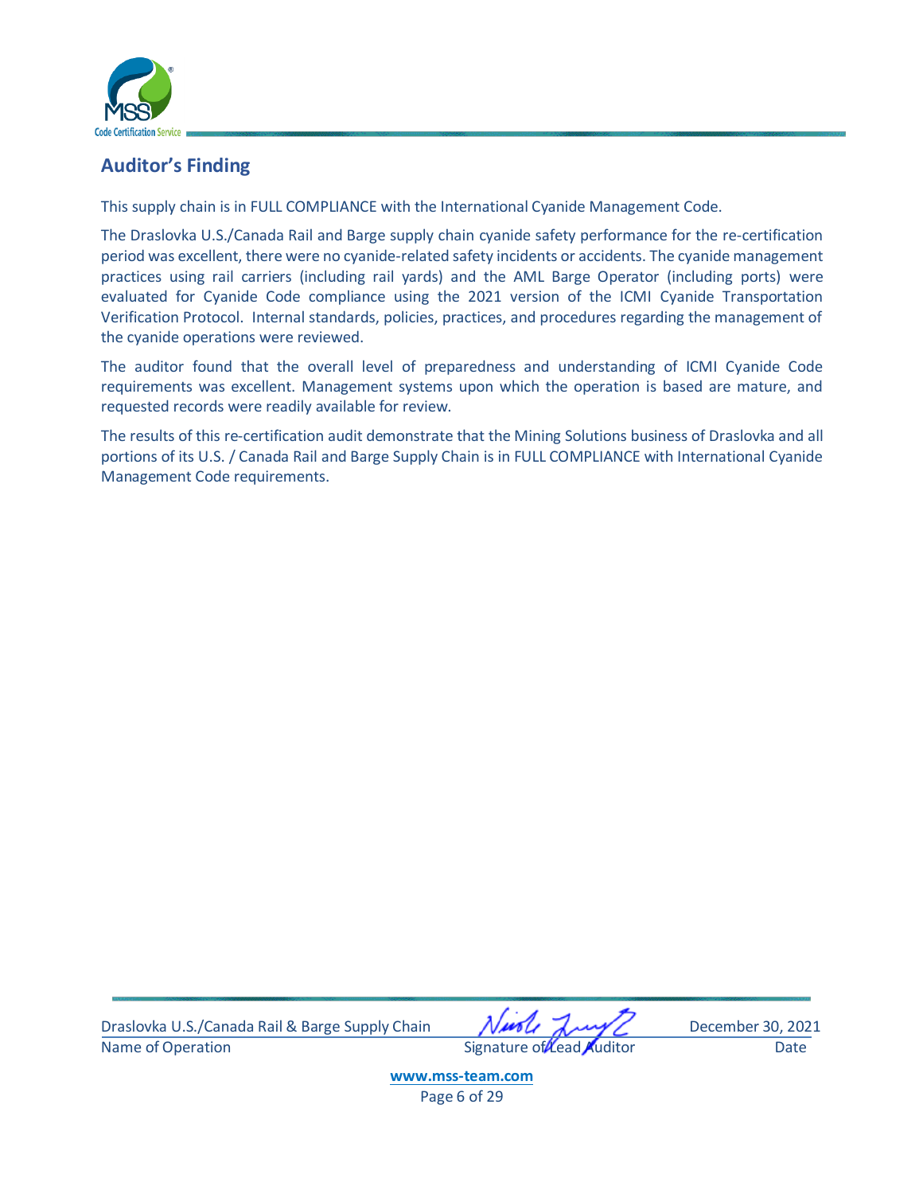## Auditor's Finding

This supply chain is in FULL COMPLIANCE with the International Cyanide Management Code.

The Draslovka U.S./Canada Rail and Barge supply chain cyanide safety performance for the re-certification period was excellent, there were no cyanide-related safety incidents or accidents. The cyanide management practices using rail carriers (including rail yards) and the AML Barge Operator (including ports) were evaluated for Cyanide Code compliance using the 2021 version of the ICMI Cyanide Transportation Verification Protocol. Internal standards, policies, practices, and procedures regarding the management of the cyanide operations were reviewed.

The auditor found that the overall level of preparedness and understanding of ICMI Cyanide Code requirements was excellent. Management systems upon which the operation is based are mature, and requested records were readily available for review.

The results of this re-certification audit demonstrate that the Mining Solutions business of Draslovka and all portions of its U.S. / Canada Rail and Barge Supply Chain is in FULL COMPLIANCE with International Cyanide Management Code requirements.

| Draslovka U.S./Canada Rail & Barge Supply Chain | [signature] | December 30, 2021 |
|---|---|---|
| Name of Operation | Signature of Lead Auditor | Date |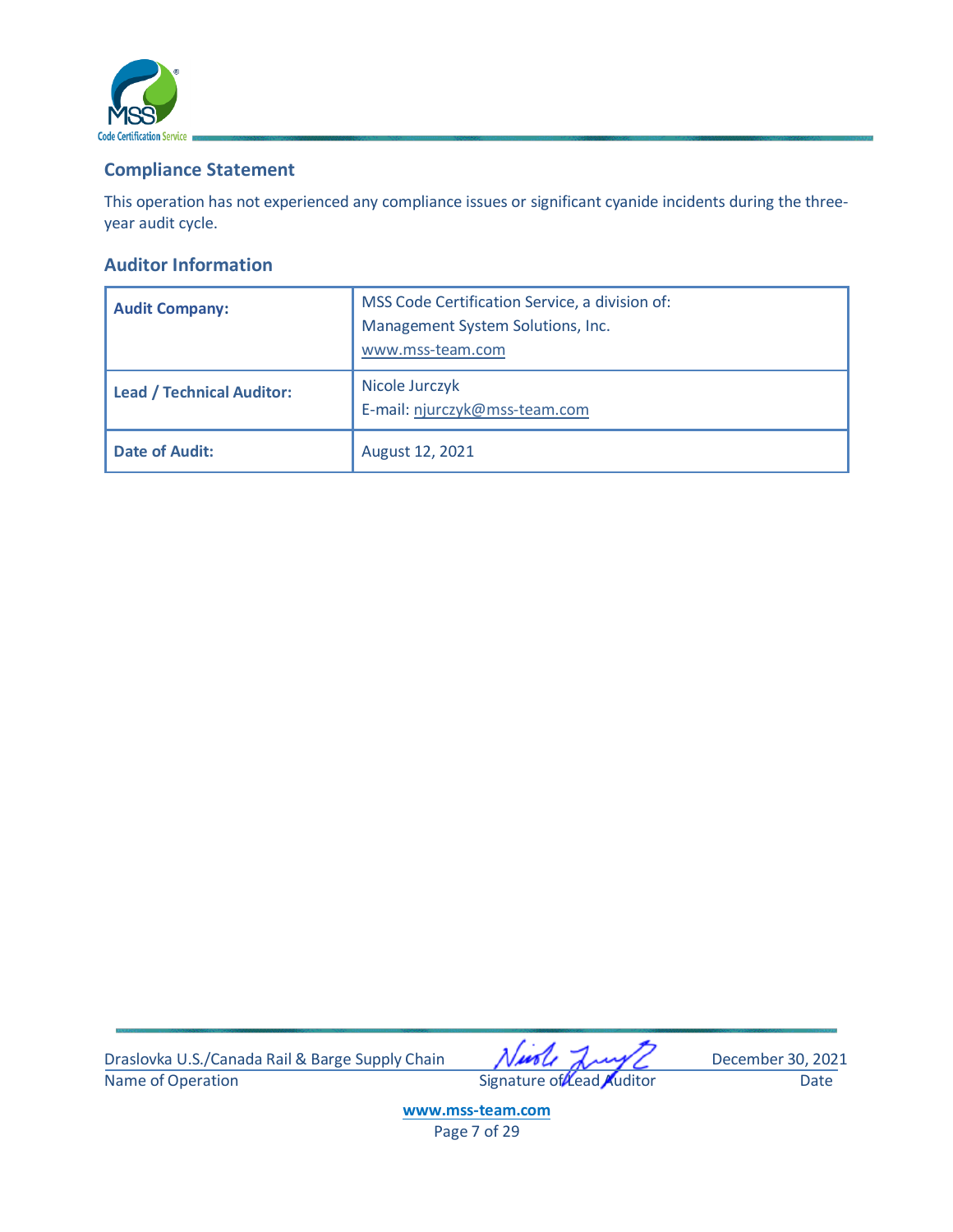## Compliance Statement

This operation has not experienced any compliance issues or significant cyanide incidents during the three-year audit cycle.

## Auditor Information

| Audit Company: | MSS Code Certification Service, a division of:<br>Management System Solutions, Inc.<br>www.mss-team.com |
|---|---|
| Lead / Technical Auditor: | Nicole Jurczyk<br>E-mail: njurczyk@mss-team.com |
| Date of Audit: | August 12, 2021 |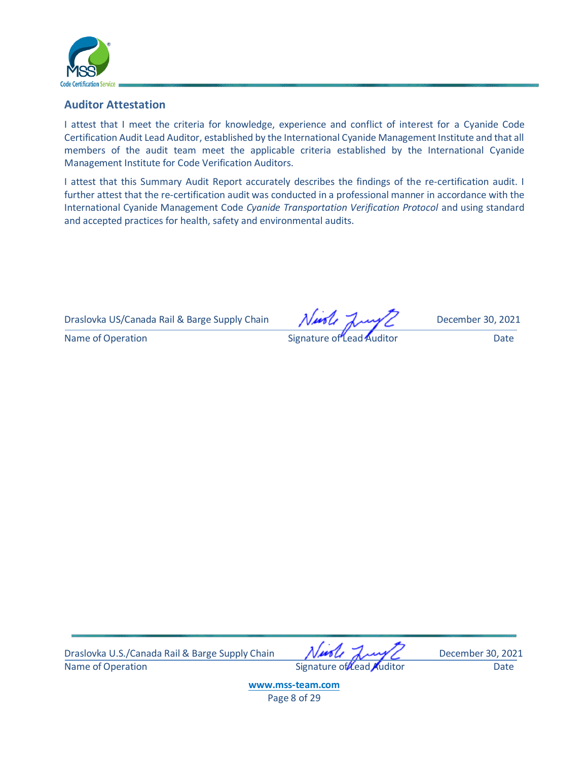## Auditor Attestation

I attest that I meet the criteria for knowledge, experience and conflict of interest for a Cyanide Code Certification Audit Lead Auditor, established by the International Cyanide Management Institute and that all members of the audit team meet the applicable criteria established by the International Cyanide Management Institute for Code Verification Auditors.

I attest that this Summary Audit Report accurately describes the findings of the re-certification audit. I further attest that the re-certification audit was conducted in a professional manner in accordance with the International Cyanide Management Code *Cyanide Transportation Verification Protocol* and using standard and accepted practices for health, safety and environmental audits.

| Draslovka US/Canada Rail & Barge Supply Chain | [signature] | December 30, 2021 |
|---|---|---|
| Name of Operation | Signature of Lead Auditor | Date |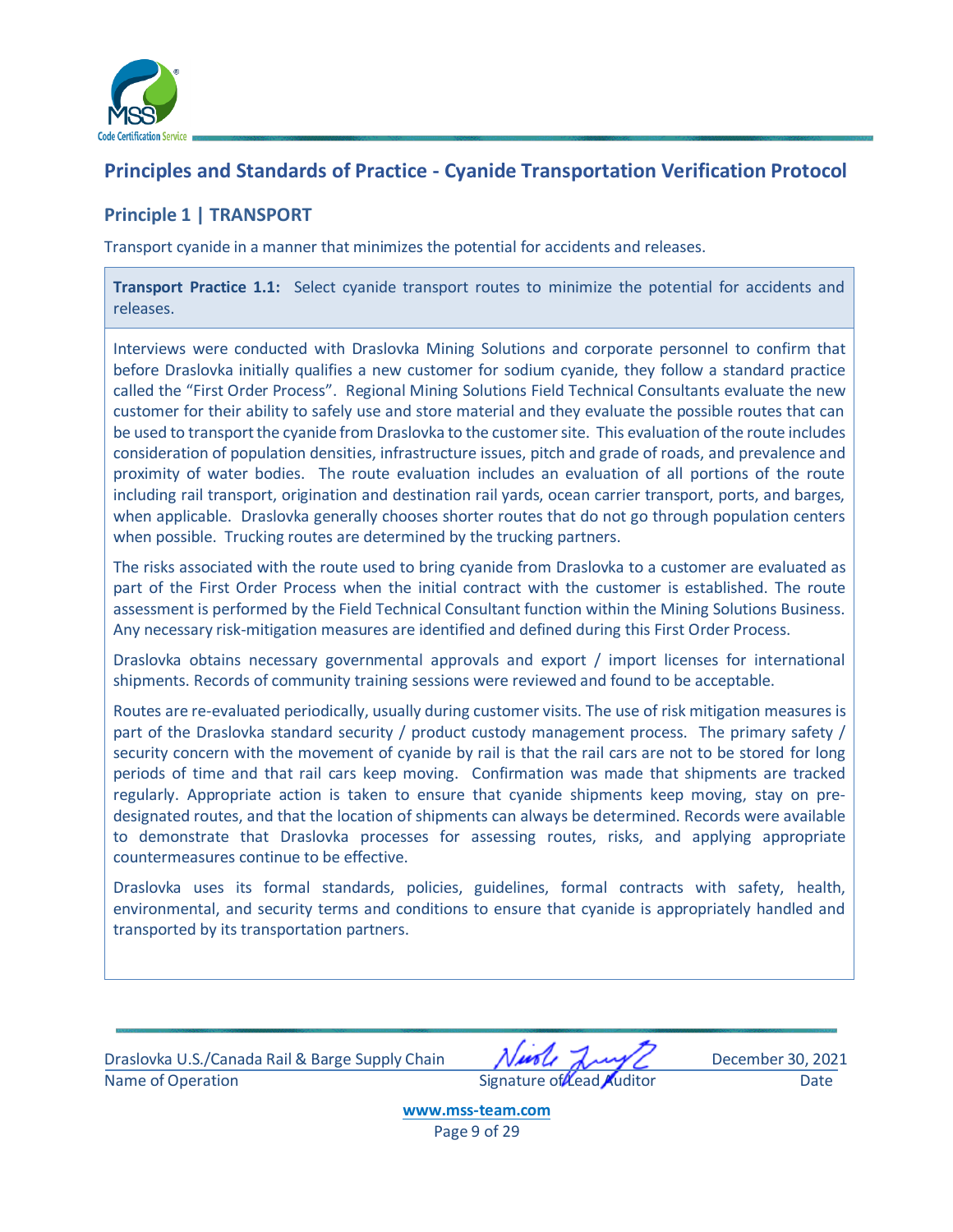## Principles and Standards of Practice - Cyanide Transportation Verification Protocol

### Principle 1 | TRANSPORT

Transport cyanide in a manner that minimizes the potential for accidents and releases.

**Transport Practice 1.1:** Select cyanide transport routes to minimize the potential for accidents and releases.

Interviews were conducted with Draslovka Mining Solutions and corporate personnel to confirm that before Draslovka initially qualifies a new customer for sodium cyanide, they follow a standard practice called the "First Order Process". Regional Mining Solutions Field Technical Consultants evaluate the new customer for their ability to safely use and store material and they evaluate the possible routes that can be used to transport the cyanide from Draslovka to the customer site. This evaluation of the route includes consideration of population densities, infrastructure issues, pitch and grade of roads, and prevalence and proximity of water bodies. The route evaluation includes an evaluation of all portions of the route including rail transport, origination and destination rail yards, ocean carrier transport, ports, and barges, when applicable. Draslovka generally chooses shorter routes that do not go through population centers when possible. Trucking routes are determined by the trucking partners.

The risks associated with the route used to bring cyanide from Draslovka to a customer are evaluated as part of the First Order Process when the initial contract with the customer is established. The route assessment is performed by the Field Technical Consultant function within the Mining Solutions Business. Any necessary risk-mitigation measures are identified and defined during this First Order Process.

Draslovka obtains necessary governmental approvals and export / import licenses for international shipments. Records of community training sessions were reviewed and found to be acceptable.

Routes are re-evaluated periodically, usually during customer visits. The use of risk mitigation measures is part of the Draslovka standard security / product custody management process. The primary safety / security concern with the movement of cyanide by rail is that the rail cars are not to be stored for long periods of time and that rail cars keep moving. Confirmation was made that shipments are tracked regularly. Appropriate action is taken to ensure that cyanide shipments keep moving, stay on pre-designated routes, and that the location of shipments can always be determined. Records were available to demonstrate that Draslovka processes for assessing routes, risks, and applying appropriate countermeasures continue to be effective.

Draslovka uses its formal standards, policies, guidelines, formal contracts with safety, health, environmental, and security terms and conditions to ensure that cyanide is appropriately handled and transported by its transportation partners.

| Draslovka U.S./Canada Rail & Barge Supply Chain | [signature] | December 30, 2021 |
|---|---|---|
| Name of Operation | Signature of Lead Auditor | Date |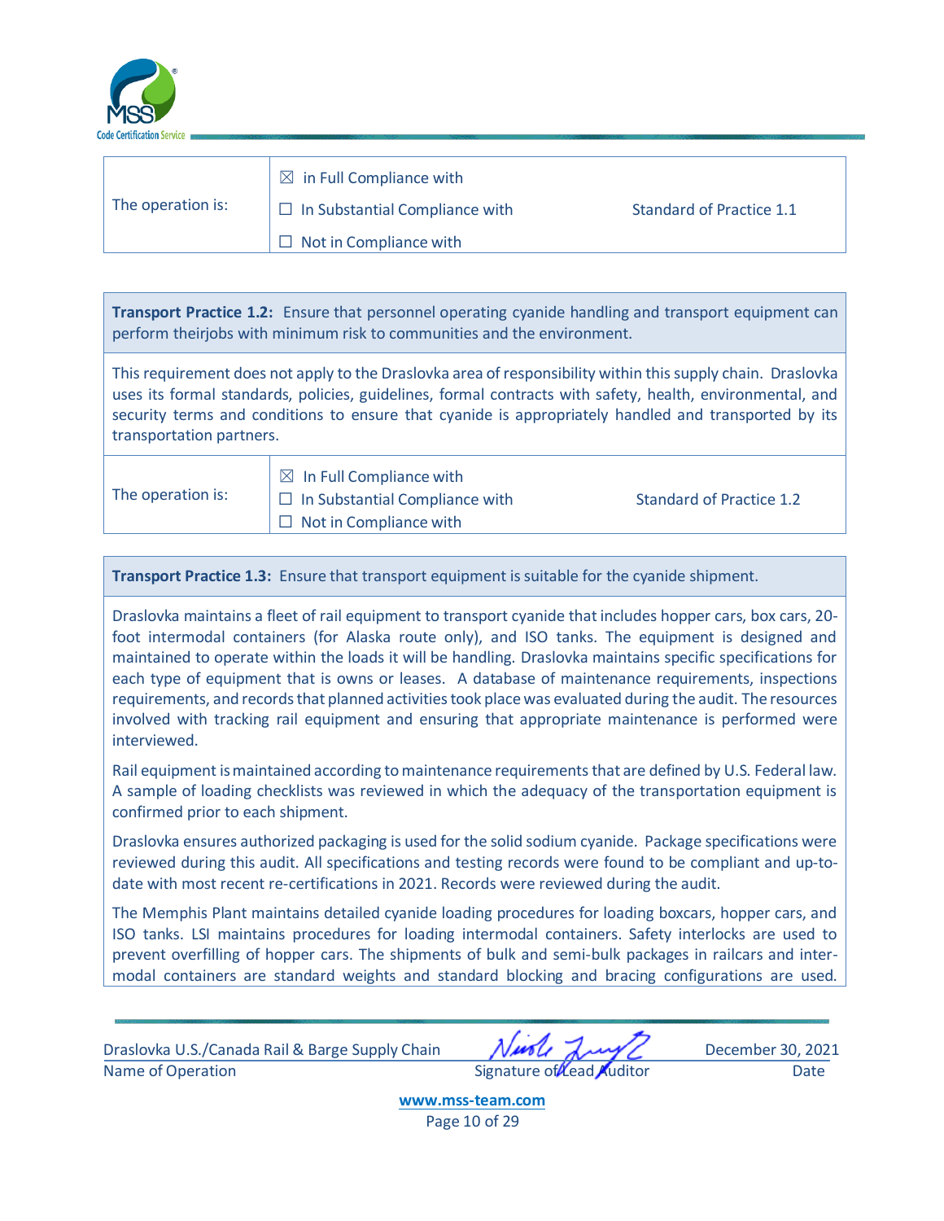| The operation is: | ☒ in Full Compliance with<br>☐ In Substantial Compliance with<br>☐ Not in Compliance with | Standard of Practice 1.1 |
|---|---|---|

| **Transport Practice 1.2:** Ensure that personnel operating cyanide handling and transport equipment can perform theirjobs with minimum risk to communities and the environment. |
|---|
| This requirement does not apply to the Draslovka area of responsibility within this supply chain. Draslovka uses its formal standards, policies, guidelines, formal contracts with safety, health, environmental, and security terms and conditions to ensure that cyanide is appropriately handled and transported by its transportation partners. |

| The operation is: | ☒ In Full Compliance with<br>☐ In Substantial Compliance with<br>☐ Not in Compliance with | Standard of Practice 1.2 |
|---|---|---|

**Transport Practice 1.3:** Ensure that transport equipment is suitable for the cyanide shipment.

Draslovka maintains a fleet of rail equipment to transport cyanide that includes hopper cars, box cars, 20-foot intermodal containers (for Alaska route only), and ISO tanks. The equipment is designed and maintained to operate within the loads it will be handling. Draslovka maintains specific specifications for each type of equipment that is owns or leases. A database of maintenance requirements, inspections requirements, and records that planned activities took place was evaluated during the audit. The resources involved with tracking rail equipment and ensuring that appropriate maintenance is performed were interviewed.

Rail equipment is maintained according to maintenance requirements that are defined by U.S. Federal law. A sample of loading checklists was reviewed in which the adequacy of the transportation equipment is confirmed prior to each shipment.

Draslovka ensures authorized packaging is used for the solid sodium cyanide. Package specifications were reviewed during this audit. All specifications and testing records were found to be compliant and up-to-date with most recent re-certifications in 2021. Records were reviewed during the audit.

The Memphis Plant maintains detailed cyanide loading procedures for loading boxcars, hopper cars, and ISO tanks. LSI maintains procedures for loading intermodal containers. Safety interlocks are used to prevent overfilling of hopper cars. The shipments of bulk and semi-bulk packages in railcars and inter-modal containers are standard weights and standard blocking and bracing configurations are used.

Draslovka U.S./Canada Rail & Barge Supply Chain — Name of Operation | Signature of Lead Auditor | December 30, 2021 — Date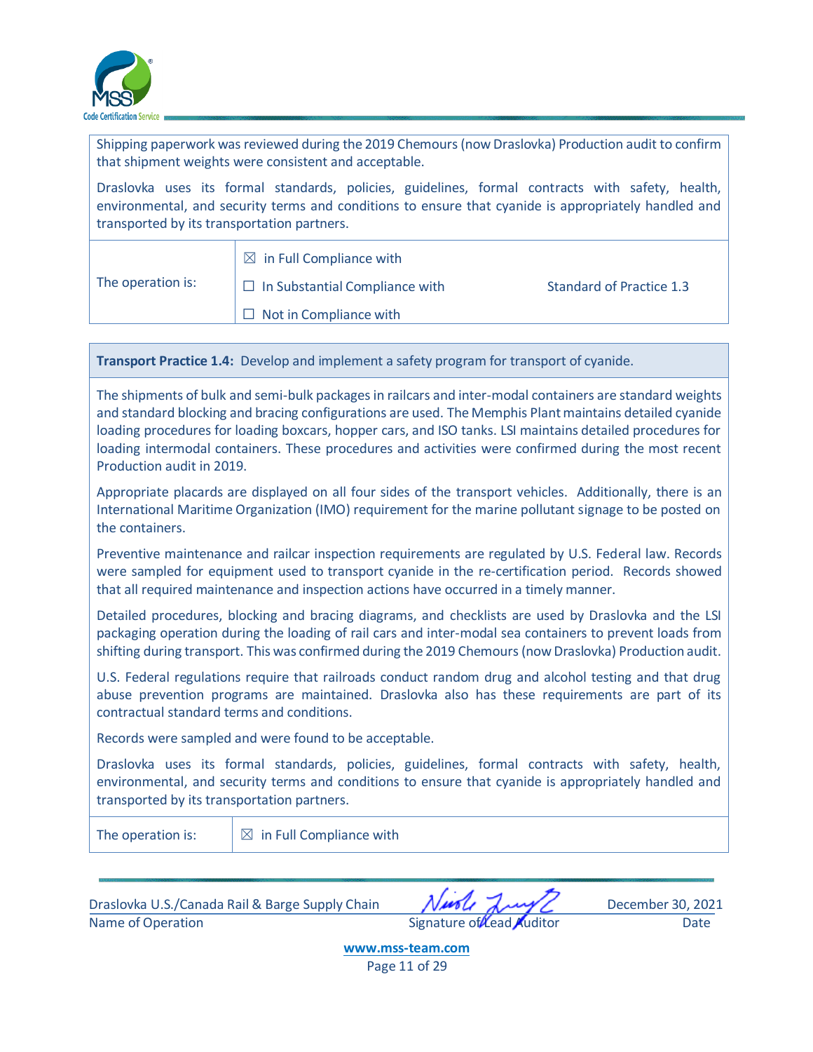Shipping paperwork was reviewed during the 2019 Chemours (now Draslovka) Production audit to confirm that shipment weights were consistent and acceptable.

Draslovka uses its formal standards, policies, guidelines, formal contracts with safety, health, environmental, and security terms and conditions to ensure that cyanide is appropriately handled and transported by its transportation partners.

| The operation is: | ☒ in Full Compliance with<br>☐ In Substantial Compliance with<br>☐ Not in Compliance with | Standard of Practice 1.3 |
|---|---|---|

**Transport Practice 1.4:** Develop and implement a safety program for transport of cyanide.

The shipments of bulk and semi-bulk packages in railcars and inter-modal containers are standard weights and standard blocking and bracing configurations are used. The Memphis Plant maintains detailed cyanide loading procedures for loading boxcars, hopper cars, and ISO tanks. LSI maintains detailed procedures for loading intermodal containers. These procedures and activities were confirmed during the most recent Production audit in 2019.

Appropriate placards are displayed on all four sides of the transport vehicles. Additionally, there is an International Maritime Organization (IMO) requirement for the marine pollutant signage to be posted on the containers.

Preventive maintenance and railcar inspection requirements are regulated by U.S. Federal law. Records were sampled for equipment used to transport cyanide in the re-certification period. Records showed that all required maintenance and inspection actions have occurred in a timely manner.

Detailed procedures, blocking and bracing diagrams, and checklists are used by Draslovka and the LSI packaging operation during the loading of rail cars and inter-modal sea containers to prevent loads from shifting during transport. This was confirmed during the 2019 Chemours (now Draslovka) Production audit.

U.S. Federal regulations require that railroads conduct random drug and alcohol testing and that drug abuse prevention programs are maintained. Draslovka also has these requirements are part of its contractual standard terms and conditions.

Records were sampled and were found to be acceptable.

Draslovka uses its formal standards, policies, guidelines, formal contracts with safety, health, environmental, and security terms and conditions to ensure that cyanide is appropriately handled and transported by its transportation partners.

| The operation is: | ☒ in Full Compliance with |
|---|---|

Draslovka U.S./Canada Rail & Barge Supply Chain — Name of Operation
Signature of Lead Auditor
December 30, 2021 — Date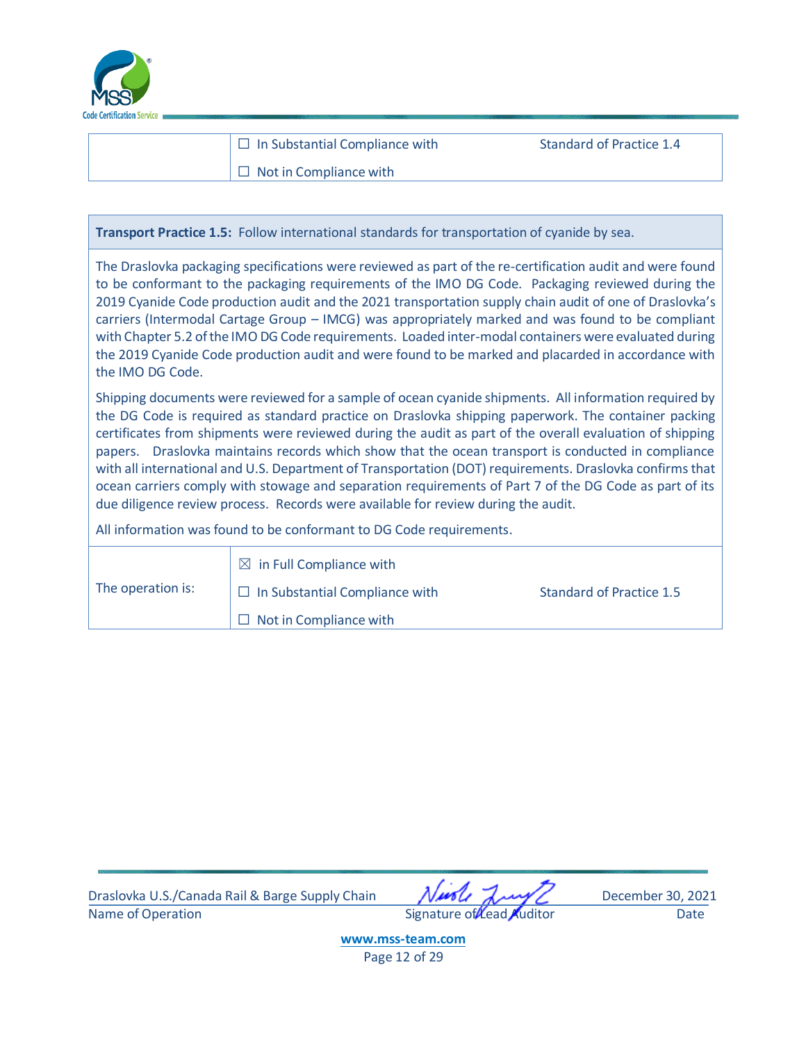|  | ☐ In Substantial Compliance with | Standard of Practice 1.4 |
| --- | --- | --- |
|  | ☐ Not in Compliance with |  |

**Transport Practice 1.5:** Follow international standards for transportation of cyanide by sea.

The Draslovka packaging specifications were reviewed as part of the re-certification audit and were found to be conformant to the packaging requirements of the IMO DG Code. Packaging reviewed during the 2019 Cyanide Code production audit and the 2021 transportation supply chain audit of one of Draslovka's carriers (Intermodal Cartage Group – IMCG) was appropriately marked and was found to be compliant with Chapter 5.2 of the IMO DG Code requirements. Loaded inter-modal containers were evaluated during the 2019 Cyanide Code production audit and were found to be marked and placarded in accordance with the IMO DG Code.

Shipping documents were reviewed for a sample of ocean cyanide shipments. All information required by the DG Code is required as standard practice on Draslovka shipping paperwork. The container packing certificates from shipments were reviewed during the audit as part of the overall evaluation of shipping papers. Draslovka maintains records which show that the ocean transport is conducted in compliance with all international and U.S. Department of Transportation (DOT) requirements. Draslovka confirms that ocean carriers comply with stowage and separation requirements of Part 7 of the DG Code as part of its due diligence review process. Records were available for review during the audit.

All information was found to be conformant to DG Code requirements.

| The operation is: | ☒ in Full Compliance with | |
| --- | --- | --- |
| | ☐ In Substantial Compliance with | Standard of Practice 1.5 |
| | ☐ Not in Compliance with | |

| Draslovka U.S./Canada Rail & Barge Supply Chain | [signature] | December 30, 2021 |
| --- | --- | --- |
| Name of Operation | Signature of Lead Auditor | Date |

**www.mss-team.com**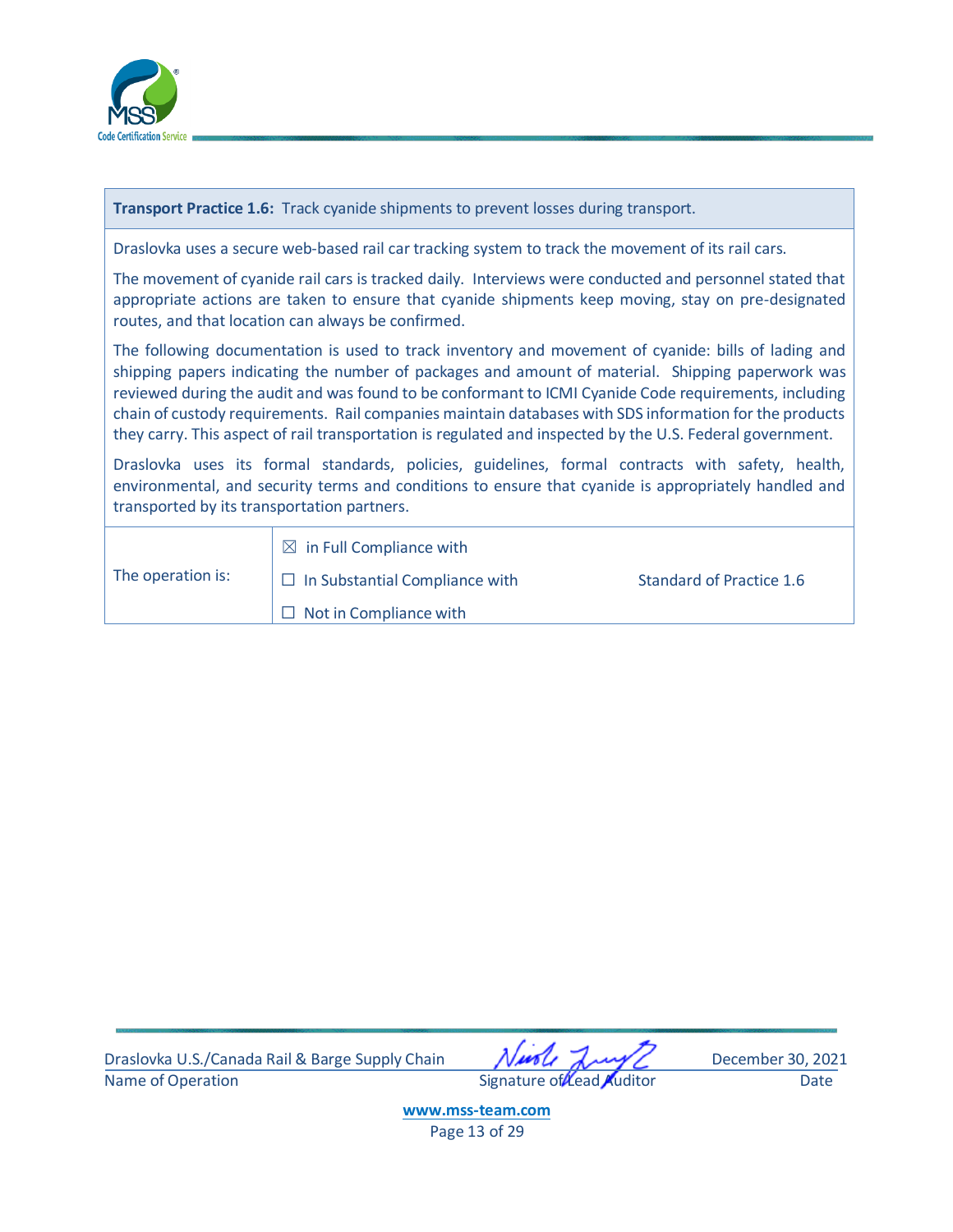**Transport Practice 1.6:** Track cyanide shipments to prevent losses during transport.

Draslovka uses a secure web-based rail car tracking system to track the movement of its rail cars.

The movement of cyanide rail cars is tracked daily. Interviews were conducted and personnel stated that appropriate actions are taken to ensure that cyanide shipments keep moving, stay on pre-designated routes, and that location can always be confirmed.

The following documentation is used to track inventory and movement of cyanide: bills of lading and shipping papers indicating the number of packages and amount of material. Shipping paperwork was reviewed during the audit and was found to be conformant to ICMI Cyanide Code requirements, including chain of custody requirements. Rail companies maintain databases with SDS information for the products they carry. This aspect of rail transportation is regulated and inspected by the U.S. Federal government.

Draslovka uses its formal standards, policies, guidelines, formal contracts with safety, health, environmental, and security terms and conditions to ensure that cyanide is appropriately handled and transported by its transportation partners.

| The operation is: | ☒ in Full Compliance with<br>☐ In Substantial Compliance with<br>☐ Not in Compliance with | Standard of Practice 1.6 |
|---|---|---|

| Draslovka U.S./Canada Rail & Barge Supply Chain | [signature] | December 30, 2021 |
|---|---|---|
| Name of Operation | Signature of Lead Auditor | Date |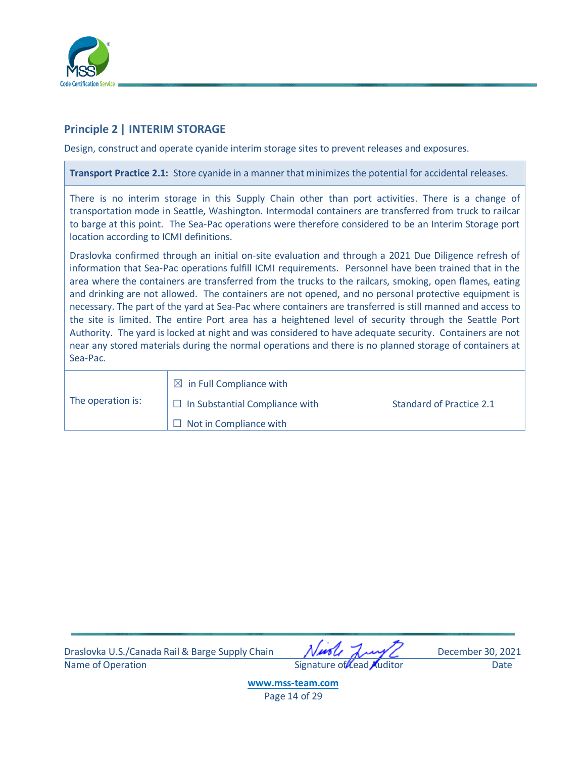## Principle 2 | INTERIM STORAGE

Design, construct and operate cyanide interim storage sites to prevent releases and exposures.

**Transport Practice 2.1:** Store cyanide in a manner that minimizes the potential for accidental releases.

There is no interim storage in this Supply Chain other than port activities. There is a change of transportation mode in Seattle, Washington. Intermodal containers are transferred from truck to railcar to barge at this point. The Sea-Pac operations were therefore considered to be an Interim Storage port location according to ICMI definitions.

Draslovka confirmed through an initial on-site evaluation and through a 2021 Due Diligence refresh of information that Sea-Pac operations fulfill ICMI requirements. Personnel have been trained that in the area where the containers are transferred from the trucks to the railcars, smoking, open flames, eating and drinking are not allowed. The containers are not opened, and no personal protective equipment is necessary. The part of the yard at Sea-Pac where containers are transferred is still manned and access to the site is limited. The entire Port area has a heightened level of security through the Seattle Port Authority. The yard is locked at night and was considered to have adequate security. Containers are not near any stored materials during the normal operations and there is no planned storage of containers at Sea-Pac.

| The operation is: | ☒ in Full Compliance with<br>☐ In Substantial Compliance with<br>☐ Not in Compliance with | Standard of Practice 2.1 |
|---|---|---|

Draslovka U.S./Canada Rail & Barge Supply Chain — Name of Operation

Signature of Lead Auditor

December 30, 2021 — Date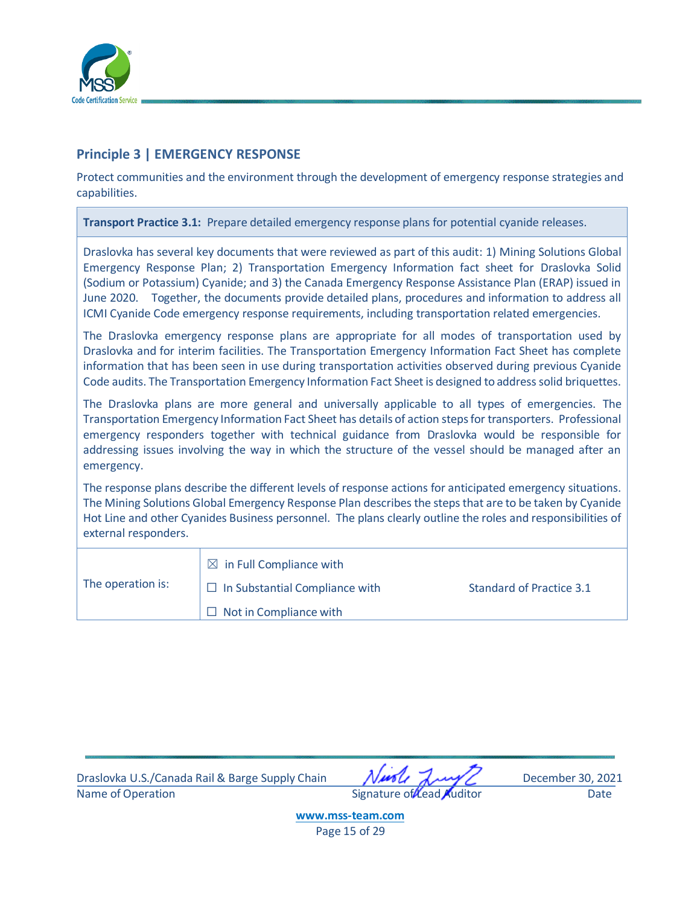## Principle 3 | EMERGENCY RESPONSE

Protect communities and the environment through the development of emergency response strategies and capabilities.

**Transport Practice 3.1:** Prepare detailed emergency response plans for potential cyanide releases.

Draslovka has several key documents that were reviewed as part of this audit: 1) Mining Solutions Global Emergency Response Plan; 2) Transportation Emergency Information fact sheet for Draslovka Solid (Sodium or Potassium) Cyanide; and 3) the Canada Emergency Response Assistance Plan (ERAP) issued in June 2020. Together, the documents provide detailed plans, procedures and information to address all ICMI Cyanide Code emergency response requirements, including transportation related emergencies.

The Draslovka emergency response plans are appropriate for all modes of transportation used by Draslovka and for interim facilities. The Transportation Emergency Information Fact Sheet has complete information that has been seen in use during transportation activities observed during previous Cyanide Code audits. The Transportation Emergency Information Fact Sheet is designed to address solid briquettes.

The Draslovka plans are more general and universally applicable to all types of emergencies. The Transportation Emergency Information Fact Sheet has details of action steps for transporters. Professional emergency responders together with technical guidance from Draslovka would be responsible for addressing issues involving the way in which the structure of the vessel should be managed after an emergency.

The response plans describe the different levels of response actions for anticipated emergency situations. The Mining Solutions Global Emergency Response Plan describes the steps that are to be taken by Cyanide Hot Line and other Cyanides Business personnel. The plans clearly outline the roles and responsibilities of external responders.

| The operation is: | ☒ in Full Compliance with<br>☐ In Substantial Compliance with<br>☐ Not in Compliance with | Standard of Practice 3.1 |
|---|---|---|

Draslovka U.S./Canada Rail & Barge Supply Chain — Name of Operation
Signature of Lead Auditor
December 30, 2021 — Date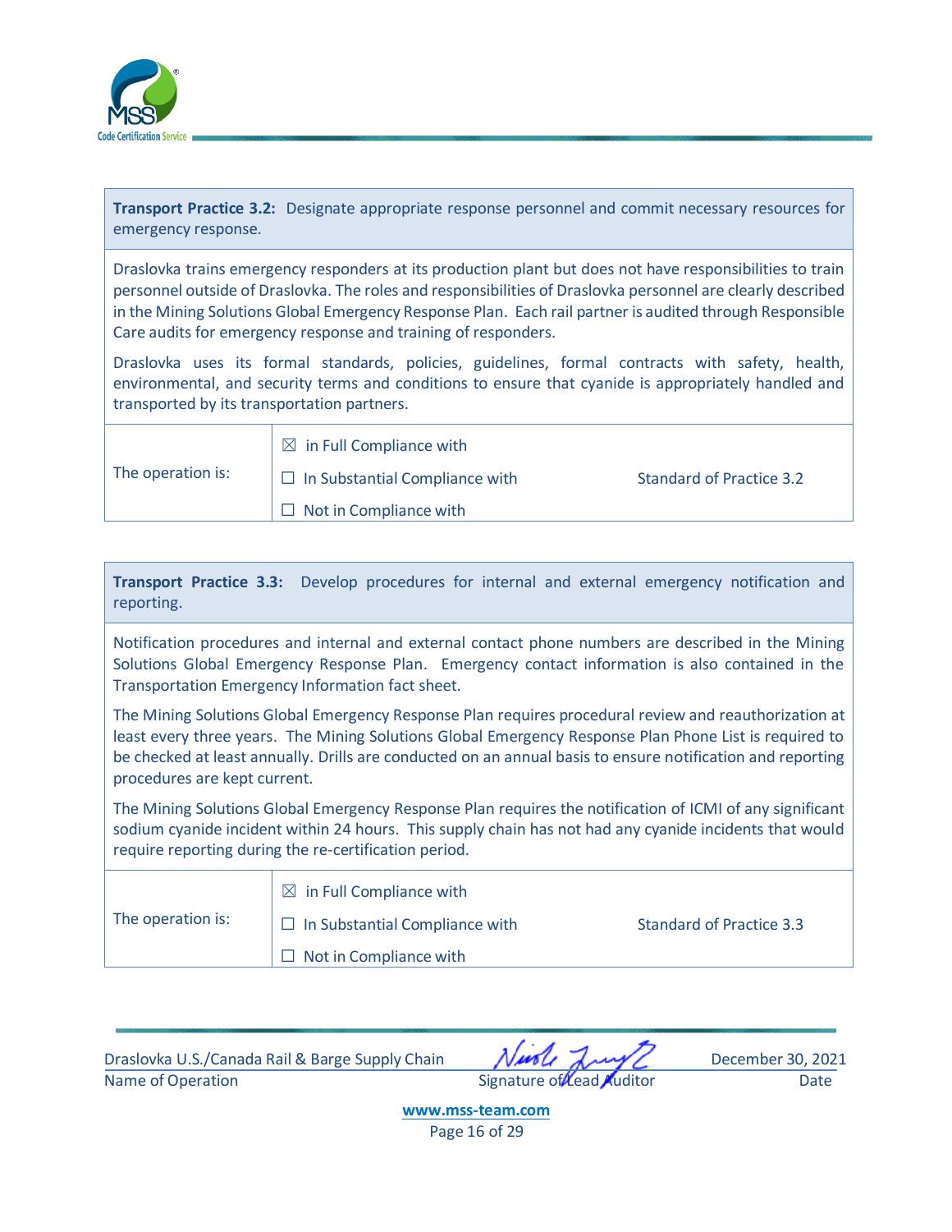| **Transport Practice 3.2:** Designate appropriate response personnel and commit necessary resources for emergency response. | | |
|---|---|---|
| Draslovka trains emergency responders at its production plant but does not have responsibilities to train personnel outside of Draslovka. The roles and responsibilities of Draslovka personnel are clearly described in the Mining Solutions Global Emergency Response Plan. Each rail partner is audited through Responsible Care audits for emergency response and training of responders.<br><br>Draslovka uses its formal standards, policies, guidelines, formal contracts with safety, health, environmental, and security terms and conditions to ensure that cyanide is appropriately handled and transported by its transportation partners. | | |
| The operation is: | ☒ in Full Compliance with<br>☐ In Substantial Compliance with<br>☐ Not in Compliance with | Standard of Practice 3.2 |

| **Transport Practice 3.3:** Develop procedures for internal and external emergency notification and reporting. | | |
|---|---|---|
| Notification procedures and internal and external contact phone numbers are described in the Mining Solutions Global Emergency Response Plan. Emergency contact information is also contained in the Transportation Emergency Information fact sheet.<br><br>The Mining Solutions Global Emergency Response Plan requires procedural review and reauthorization at least every three years. The Mining Solutions Global Emergency Response Plan Phone List is required to be checked at least annually. Drills are conducted on an annual basis to ensure notification and reporting procedures are kept current.<br><br>The Mining Solutions Global Emergency Response Plan requires the notification of ICMI of any significant sodium cyanide incident within 24 hours. This supply chain has not had any cyanide incidents that would require reporting during the re-certification period. | | |
| The operation is: | ☒ in Full Compliance with<br>☐ In Substantial Compliance with<br>☐ Not in Compliance with | Standard of Practice 3.3 |

Draslovka U.S./Canada Rail & Barge Supply Chain — Name of Operation

Signature of Lead Auditor

December 30, 2021 — Date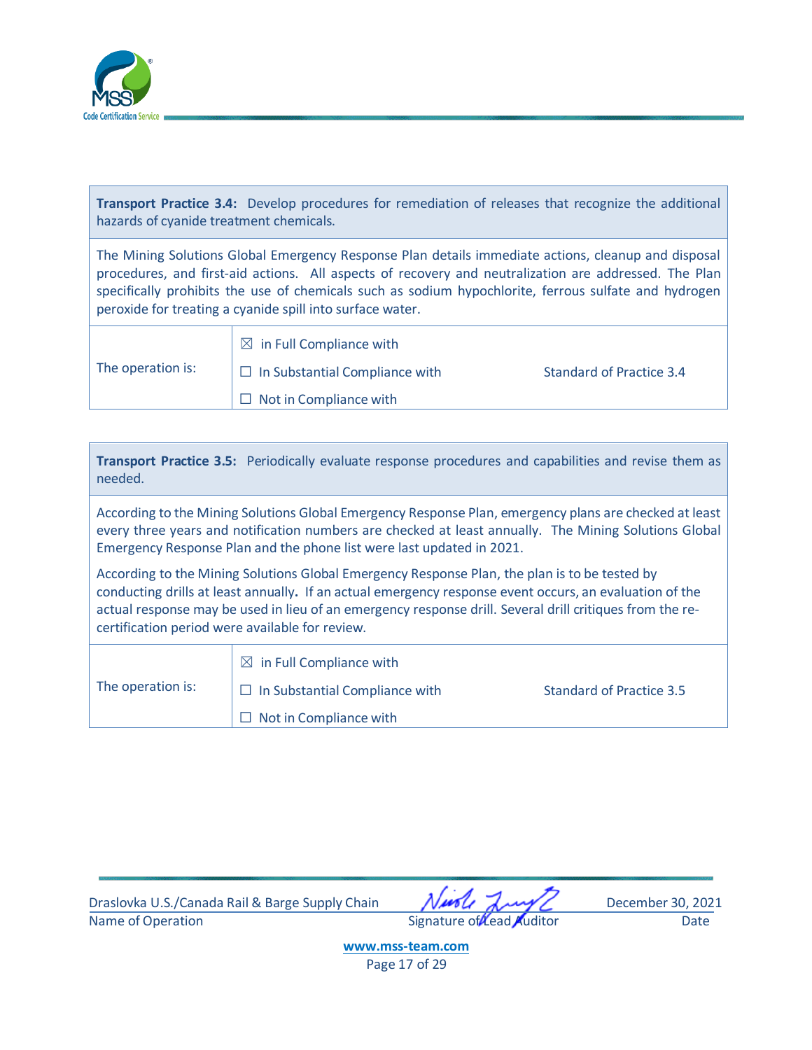| **Transport Practice 3.4:** Develop procedures for remediation of releases that recognize the additional hazards of cyanide treatment chemicals. | | |
|---|---|---|
| The Mining Solutions Global Emergency Response Plan details immediate actions, cleanup and disposal procedures, and first-aid actions. All aspects of recovery and neutralization are addressed. The Plan specifically prohibits the use of chemicals such as sodium hypochlorite, ferrous sulfate and hydrogen peroxide for treating a cyanide spill into surface water. | | |
| The operation is: | ☒ in Full Compliance with<br>☐ In Substantial Compliance with<br>☐ Not in Compliance with | Standard of Practice 3.4 |

| **Transport Practice 3.5:** Periodically evaluate response procedures and capabilities and revise them as needed. | | |
|---|---|---|
| According to the Mining Solutions Global Emergency Response Plan, emergency plans are checked at least every three years and notification numbers are checked at least annually. The Mining Solutions Global Emergency Response Plan and the phone list were last updated in 2021.<br><br>According to the Mining Solutions Global Emergency Response Plan, the plan is to be tested by conducting drills at least annually**.** If an actual emergency response event occurs, an evaluation of the actual response may be used in lieu of an emergency response drill. Several drill critiques from the re-certification period were available for review. | | |
| The operation is: | ☒ in Full Compliance with<br>☐ In Substantial Compliance with<br>☐ Not in Compliance with | Standard of Practice 3.5 |

Draslovka U.S./Canada Rail & Barge Supply Chain
Name of Operation

Signature of Lead Auditor

December 30, 2021
Date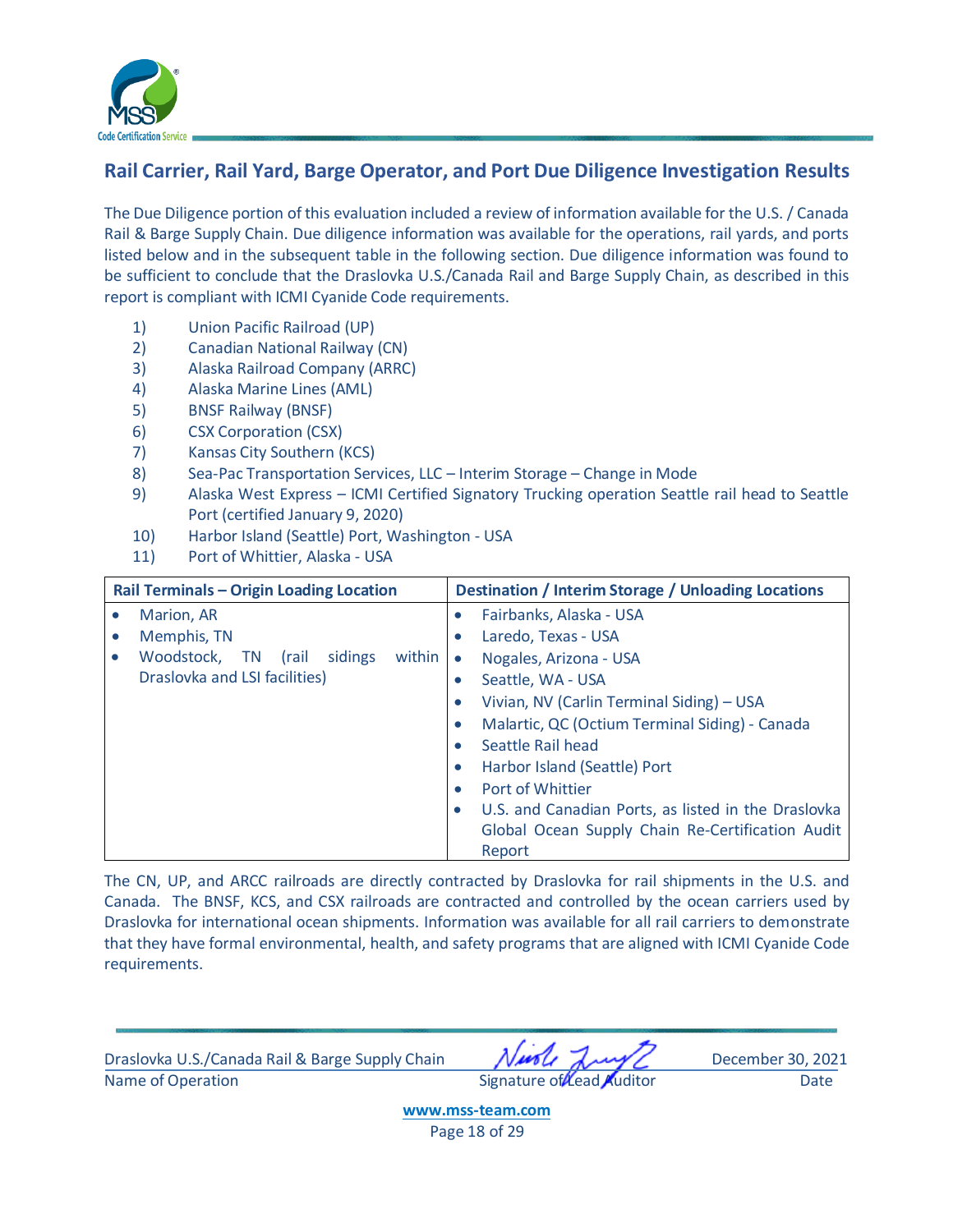## Rail Carrier, Rail Yard, Barge Operator, and Port Due Diligence Investigation Results

The Due Diligence portion of this evaluation included a review of information available for the U.S. / Canada Rail & Barge Supply Chain. Due diligence information was available for the operations, rail yards, and ports listed below and in the subsequent table in the following section. Due diligence information was found to be sufficient to conclude that the Draslovka U.S./Canada Rail and Barge Supply Chain, as described in this report is compliant with ICMI Cyanide Code requirements.

1) Union Pacific Railroad (UP)
2) Canadian National Railway (CN)
3) Alaska Railroad Company (ARRC)
4) Alaska Marine Lines (AML)
5) BNSF Railway (BNSF)
6) CSX Corporation (CSX)
7) Kansas City Southern (KCS)
8) Sea-Pac Transportation Services, LLC – Interim Storage – Change in Mode
9) Alaska West Express – ICMI Certified Signatory Trucking operation Seattle rail head to Seattle Port (certified January 9, 2020)
10) Harbor Island (Seattle) Port, Washington - USA
11) Port of Whittier, Alaska - USA

| Rail Terminals – Origin Loading Location | Destination / Interim Storage / Unloading Locations |
| --- | --- |
| • Marion, AR<br>• Memphis, TN<br>• Woodstock, TN (rail sidings within Draslovka and LSI facilities) | • Fairbanks, Alaska - USA<br>• Laredo, Texas - USA<br>• Nogales, Arizona - USA<br>• Seattle, WA - USA<br>• Vivian, NV (Carlin Terminal Siding) – USA<br>• Malartic, QC (Octium Terminal Siding) - Canada<br>• Seattle Rail head<br>• Harbor Island (Seattle) Port<br>• Port of Whittier<br>• U.S. and Canadian Ports, as listed in the Draslovka Global Ocean Supply Chain Re-Certification Audit Report |

The CN, UP, and ARCC railroads are directly contracted by Draslovka for rail shipments in the U.S. and Canada. The BNSF, KCS, and CSX railroads are contracted and controlled by the ocean carriers used by Draslovka for international ocean shipments. Information was available for all rail carriers to demonstrate that they have formal environmental, health, and safety programs that are aligned with ICMI Cyanide Code requirements.

Draslovka U.S./Canada Rail & Barge Supply Chain
Name of Operation

Signature of Lead Auditor

December 30, 2021
Date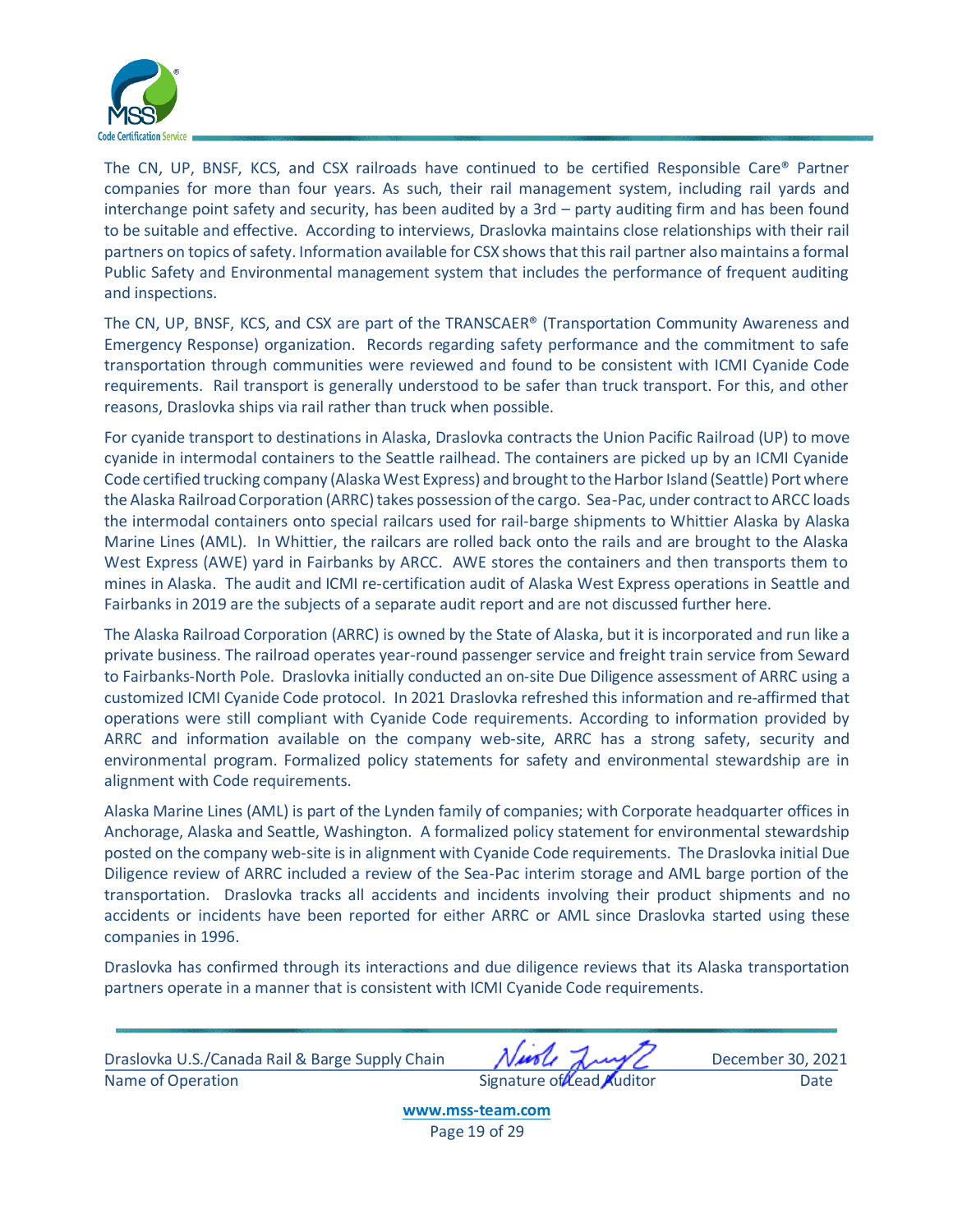The CN, UP, BNSF, KCS, and CSX railroads have continued to be certified Responsible Care® Partner companies for more than four years. As such, their rail management system, including rail yards and interchange point safety and security, has been audited by a 3rd – party auditing firm and has been found to be suitable and effective. According to interviews, Draslovka maintains close relationships with their rail partners on topics of safety. Information available for CSX shows that this rail partner also maintains a formal Public Safety and Environmental management system that includes the performance of frequent auditing and inspections.

The CN, UP, BNSF, KCS, and CSX are part of the TRANSCAER® (Transportation Community Awareness and Emergency Response) organization. Records regarding safety performance and the commitment to safe transportation through communities were reviewed and found to be consistent with ICMI Cyanide Code requirements. Rail transport is generally understood to be safer than truck transport. For this, and other reasons, Draslovka ships via rail rather than truck when possible.

For cyanide transport to destinations in Alaska, Draslovka contracts the Union Pacific Railroad (UP) to move cyanide in intermodal containers to the Seattle railhead. The containers are picked up by an ICMI Cyanide Code certified trucking company (Alaska West Express) and brought to the Harbor Island (Seattle) Port where the Alaska Railroad Corporation (ARRC) takes possession of the cargo. Sea-Pac, under contract to ARCC loads the intermodal containers onto special railcars used for rail-barge shipments to Whittier Alaska by Alaska Marine Lines (AML). In Whittier, the railcars are rolled back onto the rails and are brought to the Alaska West Express (AWE) yard in Fairbanks by ARCC. AWE stores the containers and then transports them to mines in Alaska. The audit and ICMI re-certification audit of Alaska West Express operations in Seattle and Fairbanks in 2019 are the subjects of a separate audit report and are not discussed further here.

The Alaska Railroad Corporation (ARRC) is owned by the State of Alaska, but it is incorporated and run like a private business. The railroad operates year-round passenger service and freight train service from Seward to Fairbanks-North Pole. Draslovka initially conducted an on-site Due Diligence assessment of ARRC using a customized ICMI Cyanide Code protocol. In 2021 Draslovka refreshed this information and re-affirmed that operations were still compliant with Cyanide Code requirements. According to information provided by ARRC and information available on the company web-site, ARRC has a strong safety, security and environmental program. Formalized policy statements for safety and environmental stewardship are in alignment with Code requirements.

Alaska Marine Lines (AML) is part of the Lynden family of companies; with Corporate headquarter offices in Anchorage, Alaska and Seattle, Washington. A formalized policy statement for environmental stewardship posted on the company web-site is in alignment with Cyanide Code requirements. The Draslovka initial Due Diligence review of ARRC included a review of the Sea-Pac interim storage and AML barge portion of the transportation. Draslovka tracks all accidents and incidents involving their product shipments and no accidents or incidents have been reported for either ARRC or AML since Draslovka started using these companies in 1996.

Draslovka has confirmed through its interactions and due diligence reviews that its Alaska transportation partners operate in a manner that is consistent with ICMI Cyanide Code requirements.

| Draslovka U.S./Canada Rail & Barge Supply Chain | | December 30, 2021 |
|---|---|---|
| Name of Operation | Signature of Lead Auditor | Date |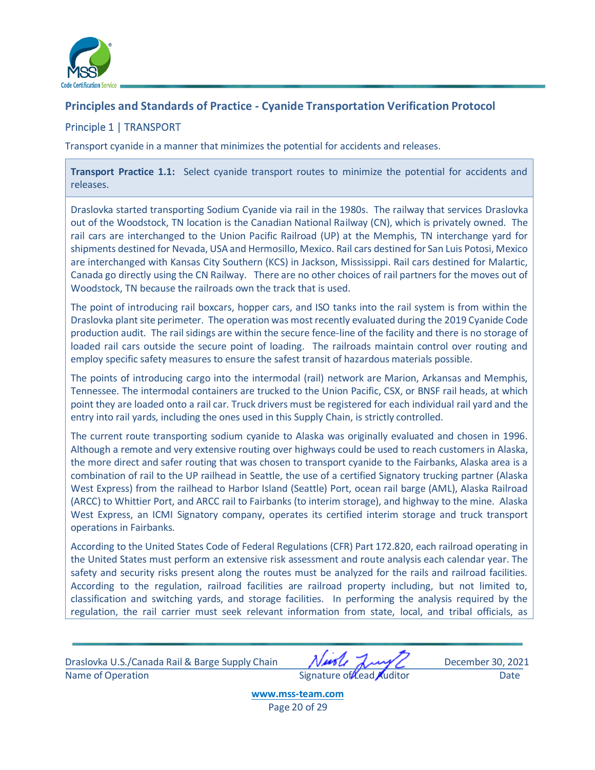## Principles and Standards of Practice - Cyanide Transportation Verification Protocol

### Principle 1 | TRANSPORT

Transport cyanide in a manner that minimizes the potential for accidents and releases.

**Transport Practice 1.1:** Select cyanide transport routes to minimize the potential for accidents and releases.

Draslovka started transporting Sodium Cyanide via rail in the 1980s. The railway that services Draslovka out of the Woodstock, TN location is the Canadian National Railway (CN), which is privately owned. The rail cars are interchanged to the Union Pacific Railroad (UP) at the Memphis, TN interchange yard for shipments destined for Nevada, USA and Hermosillo, Mexico. Rail cars destined for San Luis Potosi, Mexico are interchanged with Kansas City Southern (KCS) in Jackson, Mississippi. Rail cars destined for Malartic, Canada go directly using the CN Railway. There are no other choices of rail partners for the moves out of Woodstock, TN because the railroads own the track that is used.

The point of introducing rail boxcars, hopper cars, and ISO tanks into the rail system is from within the Draslovka plant site perimeter. The operation was most recently evaluated during the 2019 Cyanide Code production audit. The rail sidings are within the secure fence-line of the facility and there is no storage of loaded rail cars outside the secure point of loading. The railroads maintain control over routing and employ specific safety measures to ensure the safest transit of hazardous materials possible.

The points of introducing cargo into the intermodal (rail) network are Marion, Arkansas and Memphis, Tennessee. The intermodal containers are trucked to the Union Pacific, CSX, or BNSF rail heads, at which point they are loaded onto a rail car. Truck drivers must be registered for each individual rail yard and the entry into rail yards, including the ones used in this Supply Chain, is strictly controlled.

The current route transporting sodium cyanide to Alaska was originally evaluated and chosen in 1996. Although a remote and very extensive routing over highways could be used to reach customers in Alaska, the more direct and safer routing that was chosen to transport cyanide to the Fairbanks, Alaska area is a combination of rail to the UP railhead in Seattle, the use of a certified Signatory trucking partner (Alaska West Express) from the railhead to Harbor Island (Seattle) Port, ocean rail barge (AML), Alaska Railroad (ARCC) to Whittier Port, and ARCC rail to Fairbanks (to interim storage), and highway to the mine. Alaska West Express, an ICMI Signatory company, operates its certified interim storage and truck transport operations in Fairbanks.

According to the United States Code of Federal Regulations (CFR) Part 172.820, each railroad operating in the United States must perform an extensive risk assessment and route analysis each calendar year. The safety and security risks present along the routes must be analyzed for the rails and railroad facilities. According to the regulation, railroad facilities are railroad property including, but not limited to, classification and switching yards, and storage facilities. In performing the analysis required by the regulation, the rail carrier must seek relevant information from state, local, and tribal officials, as

Draslovka U.S./Canada Rail & Barge Supply Chain — Name of Operation | Signature of Lead Auditor | December 30, 2021 — Date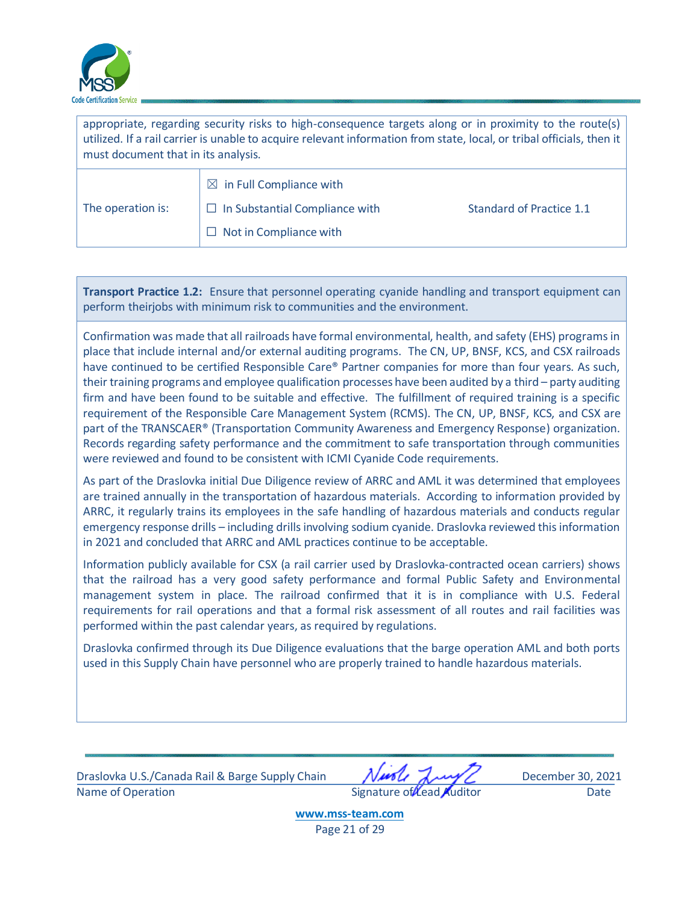appropriate, regarding security risks to high-consequence targets along or in proximity to the route(s) utilized. If a rail carrier is unable to acquire relevant information from state, local, or tribal officials, then it must document that in its analysis.

| The operation is: | ☒ in Full Compliance with<br>☐ In Substantial Compliance with<br>☐ Not in Compliance with | Standard of Practice 1.1 |
|---|---|---|

**Transport Practice 1.2:** Ensure that personnel operating cyanide handling and transport equipment can perform theirjobs with minimum risk to communities and the environment.

Confirmation was made that all railroads have formal environmental, health, and safety (EHS) programs in place that include internal and/or external auditing programs. The CN, UP, BNSF, KCS, and CSX railroads have continued to be certified Responsible Care® Partner companies for more than four years. As such, their training programs and employee qualification processes have been audited by a third – party auditing firm and have been found to be suitable and effective. The fulfillment of required training is a specific requirement of the Responsible Care Management System (RCMS). The CN, UP, BNSF, KCS, and CSX are part of the TRANSCAER® (Transportation Community Awareness and Emergency Response) organization. Records regarding safety performance and the commitment to safe transportation through communities were reviewed and found to be consistent with ICMI Cyanide Code requirements.

As part of the Draslovka initial Due Diligence review of ARRC and AML it was determined that employees are trained annually in the transportation of hazardous materials. According to information provided by ARRC, it regularly trains its employees in the safe handling of hazardous materials and conducts regular emergency response drills – including drills involving sodium cyanide. Draslovka reviewed this information in 2021 and concluded that ARRC and AML practices continue to be acceptable.

Information publicly available for CSX (a rail carrier used by Draslovka-contracted ocean carriers) shows that the railroad has a very good safety performance and formal Public Safety and Environmental management system in place. The railroad confirmed that it is in compliance with U.S. Federal requirements for rail operations and that a formal risk assessment of all routes and rail facilities was performed within the past calendar years, as required by regulations.

Draslovka confirmed through its Due Diligence evaluations that the barge operation AML and both ports used in this Supply Chain have personnel who are properly trained to handle hazardous materials.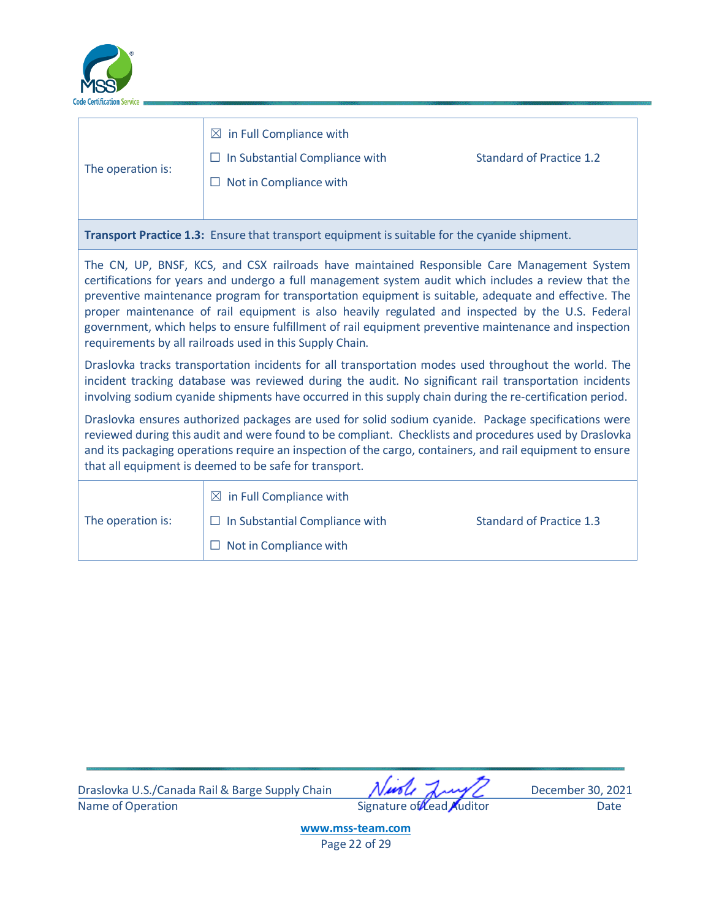| The operation is: | ☒ in Full Compliance with<br>☐ In Substantial Compliance with<br>☐ Not in Compliance with | Standard of Practice 1.2 |
|---|---|---|

**Transport Practice 1.3:** Ensure that transport equipment is suitable for the cyanide shipment.

The CN, UP, BNSF, KCS, and CSX railroads have maintained Responsible Care Management System certifications for years and undergo a full management system audit which includes a review that the preventive maintenance program for transportation equipment is suitable, adequate and effective. The proper maintenance of rail equipment is also heavily regulated and inspected by the U.S. Federal government, which helps to ensure fulfillment of rail equipment preventive maintenance and inspection requirements by all railroads used in this Supply Chain.

Draslovka tracks transportation incidents for all transportation modes used throughout the world. The incident tracking database was reviewed during the audit. No significant rail transportation incidents involving sodium cyanide shipments have occurred in this supply chain during the re-certification period.

Draslovka ensures authorized packages are used for solid sodium cyanide. Package specifications were reviewed during this audit and were found to be compliant. Checklists and procedures used by Draslovka and its packaging operations require an inspection of the cargo, containers, and rail equipment to ensure that all equipment is deemed to be safe for transport.

| The operation is: | ☒ in Full Compliance with<br>☐ In Substantial Compliance with<br>☐ Not in Compliance with | Standard of Practice 1.3 |
|---|---|---|

Draslovka U.S./Canada Rail & Barge Supply Chain — Name of Operation
Signature of Lead Auditor
December 30, 2021 — Date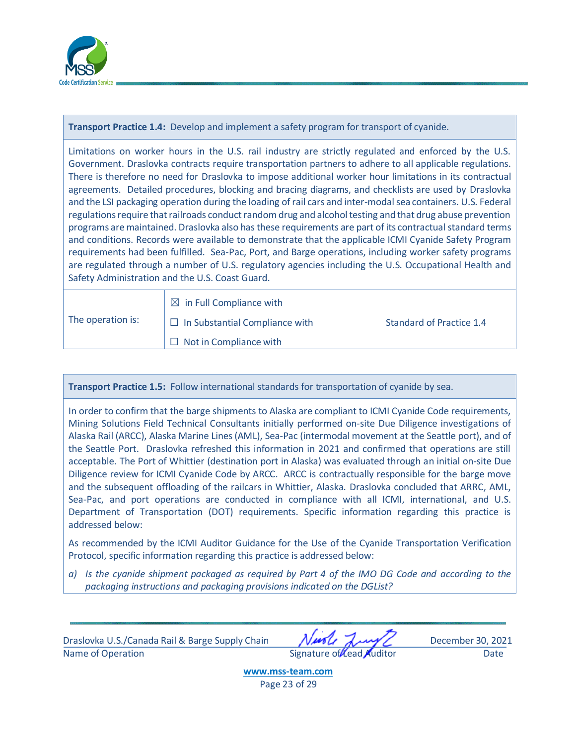**Transport Practice 1.4:** Develop and implement a safety program for transport of cyanide.

Limitations on worker hours in the U.S. rail industry are strictly regulated and enforced by the U.S. Government. Draslovka contracts require transportation partners to adhere to all applicable regulations. There is therefore no need for Draslovka to impose additional worker hour limitations in its contractual agreements. Detailed procedures, blocking and bracing diagrams, and checklists are used by Draslovka and the LSI packaging operation during the loading of rail cars and inter-modal sea containers. U.S. Federal regulations require that railroads conduct random drug and alcohol testing and that drug abuse prevention programs are maintained. Draslovka also has these requirements are part of its contractual standard terms and conditions. Records were available to demonstrate that the applicable ICMI Cyanide Safety Program requirements had been fulfilled. Sea-Pac, Port, and Barge operations, including worker safety programs are regulated through a number of U.S. regulatory agencies including the U.S. Occupational Health and Safety Administration and the U.S. Coast Guard.

| The operation is: | ☒ in Full Compliance with<br>☐ In Substantial Compliance with<br>☐ Not in Compliance with | Standard of Practice 1.4 |
|---|---|---|

**Transport Practice 1.5:** Follow international standards for transportation of cyanide by sea.

In order to confirm that the barge shipments to Alaska are compliant to ICMI Cyanide Code requirements, Mining Solutions Field Technical Consultants initially performed on-site Due Diligence investigations of Alaska Rail (ARCC), Alaska Marine Lines (AML), Sea-Pac (intermodal movement at the Seattle port), and of the Seattle Port. Draslovka refreshed this information in 2021 and confirmed that operations are still acceptable. The Port of Whittier (destination port in Alaska) was evaluated through an initial on-site Due Diligence review for ICMI Cyanide Code by ARCC. ARCC is contractually responsible for the barge move and the subsequent offloading of the railcars in Whittier, Alaska. Draslovka concluded that ARRC, AML, Sea-Pac, and port operations are conducted in compliance with all ICMI, international, and U.S. Department of Transportation (DOT) requirements. Specific information regarding this practice is addressed below:

As recommended by the ICMI Auditor Guidance for the Use of the Cyanide Transportation Verification Protocol, specific information regarding this practice is addressed below:

a) *Is the cyanide shipment packaged as required by Part 4 of the IMO DG Code and according to the packaging instructions and packaging provisions indicated on the DGList?*

Draslovka U.S./Canada Rail & Barge Supply Chain — Name of Operation | Signature of Lead Auditor | December 30, 2021 — Date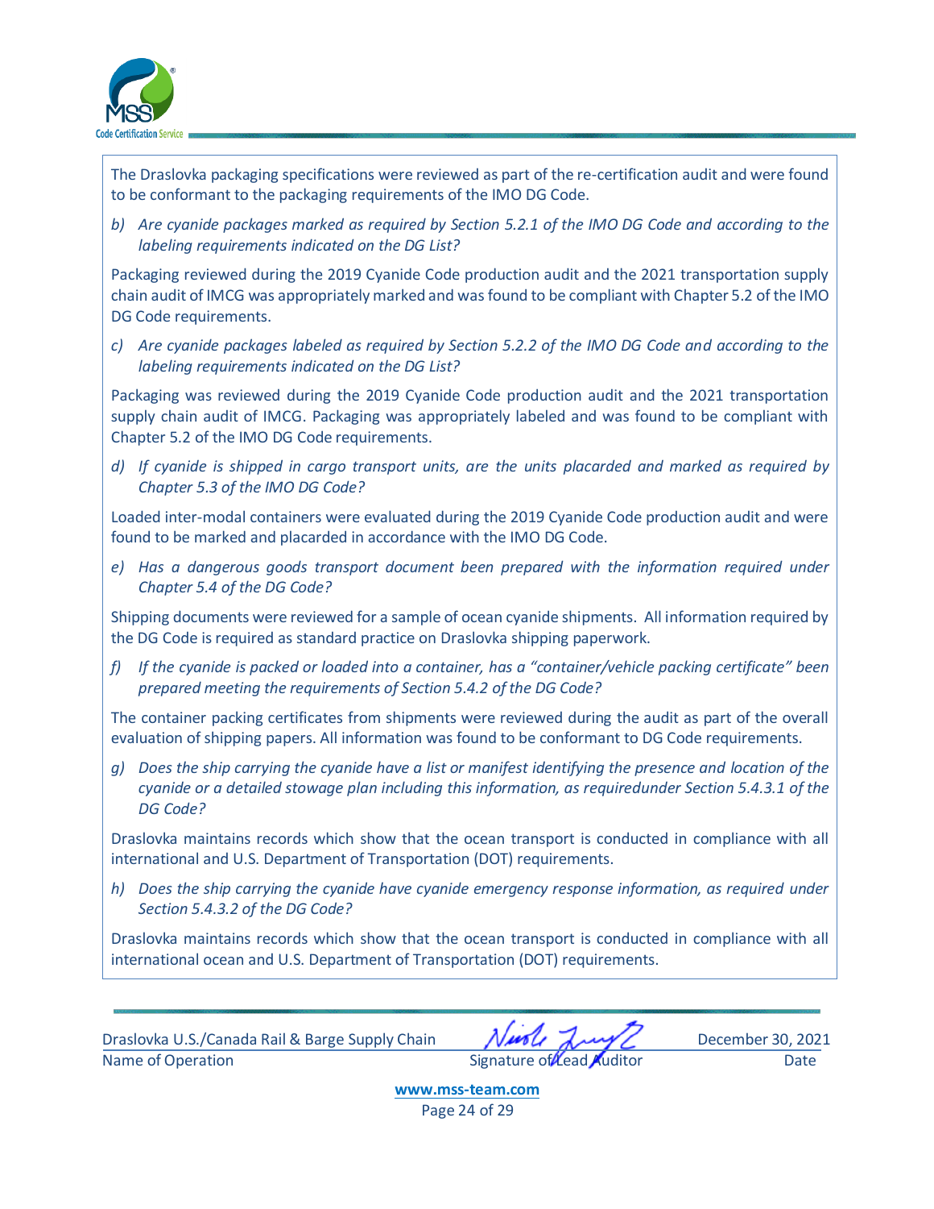The Draslovka packaging specifications were reviewed as part of the re-certification audit and were found to be conformant to the packaging requirements of the IMO DG Code.

*b) Are cyanide packages marked as required by Section 5.2.1 of the IMO DG Code and according to the labeling requirements indicated on the DG List?*

Packaging reviewed during the 2019 Cyanide Code production audit and the 2021 transportation supply chain audit of IMCG was appropriately marked and was found to be compliant with Chapter 5.2 of the IMO DG Code requirements.

*c) Are cyanide packages labeled as required by Section 5.2.2 of the IMO DG Code and according to the labeling requirements indicated on the DG List?*

Packaging was reviewed during the 2019 Cyanide Code production audit and the 2021 transportation supply chain audit of IMCG. Packaging was appropriately labeled and was found to be compliant with Chapter 5.2 of the IMO DG Code requirements.

*d) If cyanide is shipped in cargo transport units, are the units placarded and marked as required by Chapter 5.3 of the IMO DG Code?*

Loaded inter-modal containers were evaluated during the 2019 Cyanide Code production audit and were found to be marked and placarded in accordance with the IMO DG Code.

*e) Has a dangerous goods transport document been prepared with the information required under Chapter 5.4 of the DG Code?*

Shipping documents were reviewed for a sample of ocean cyanide shipments. All information required by the DG Code is required as standard practice on Draslovka shipping paperwork.

*f) If the cyanide is packed or loaded into a container, has a "container/vehicle packing certificate" been prepared meeting the requirements of Section 5.4.2 of the DG Code?*

The container packing certificates from shipments were reviewed during the audit as part of the overall evaluation of shipping papers. All information was found to be conformant to DG Code requirements.

*g) Does the ship carrying the cyanide have a list or manifest identifying the presence and location of the cyanide or a detailed stowage plan including this information, as requiredunder Section 5.4.3.1 of the DG Code?*

Draslovka maintains records which show that the ocean transport is conducted in compliance with all international and U.S. Department of Transportation (DOT) requirements.

*h) Does the ship carrying the cyanide have cyanide emergency response information, as required under Section 5.4.3.2 of the DG Code?*

Draslovka maintains records which show that the ocean transport is conducted in compliance with all international ocean and U.S. Department of Transportation (DOT) requirements.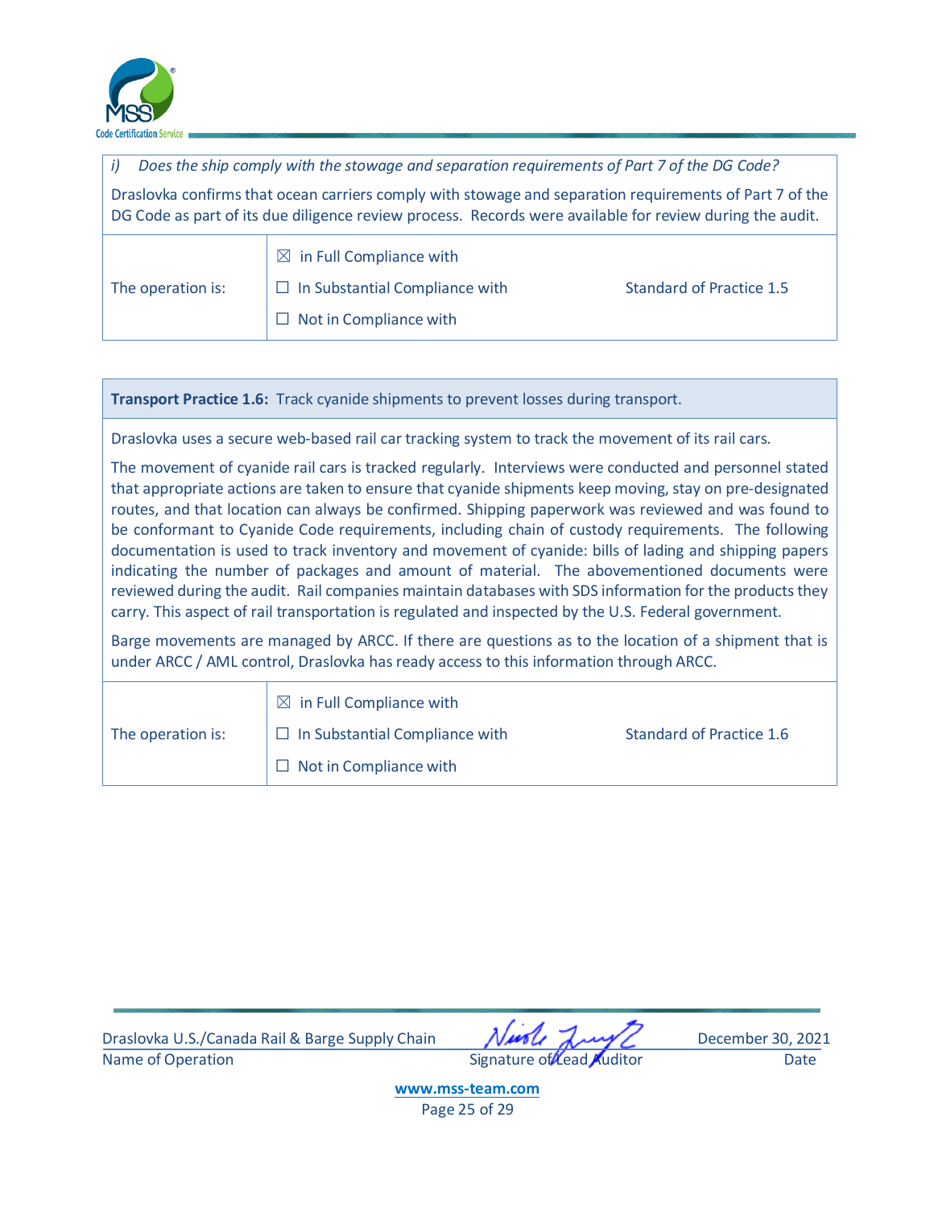*i) Does the ship comply with the stowage and separation requirements of Part 7 of the DG Code?*

Draslovka confirms that ocean carriers comply with stowage and separation requirements of Part 7 of the DG Code as part of its due diligence review process. Records were available for review during the audit.

| The operation is: | ☒ in Full Compliance with<br>☐ In Substantial Compliance with<br>☐ Not in Compliance with | Standard of Practice 1.5 |
|---|---|---|

**Transport Practice 1.6:** Track cyanide shipments to prevent losses during transport.

Draslovka uses a secure web-based rail car tracking system to track the movement of its rail cars.

The movement of cyanide rail cars is tracked regularly. Interviews were conducted and personnel stated that appropriate actions are taken to ensure that cyanide shipments keep moving, stay on pre-designated routes, and that location can always be confirmed. Shipping paperwork was reviewed and was found to be conformant to Cyanide Code requirements, including chain of custody requirements. The following documentation is used to track inventory and movement of cyanide: bills of lading and shipping papers indicating the number of packages and amount of material. The abovementioned documents were reviewed during the audit. Rail companies maintain databases with SDS information for the products they carry. This aspect of rail transportation is regulated and inspected by the U.S. Federal government.

Barge movements are managed by ARCC. If there are questions as to the location of a shipment that is under ARCC / AML control, Draslovka has ready access to this information through ARCC.

| The operation is: | ☒ in Full Compliance with<br>☐ In Substantial Compliance with<br>☐ Not in Compliance with | Standard of Practice 1.6 |
|---|---|---|

Draslovka U.S./Canada Rail & Barge Supply Chain — Name of Operation

Signature of Lead Auditor

December 30, 2021 — Date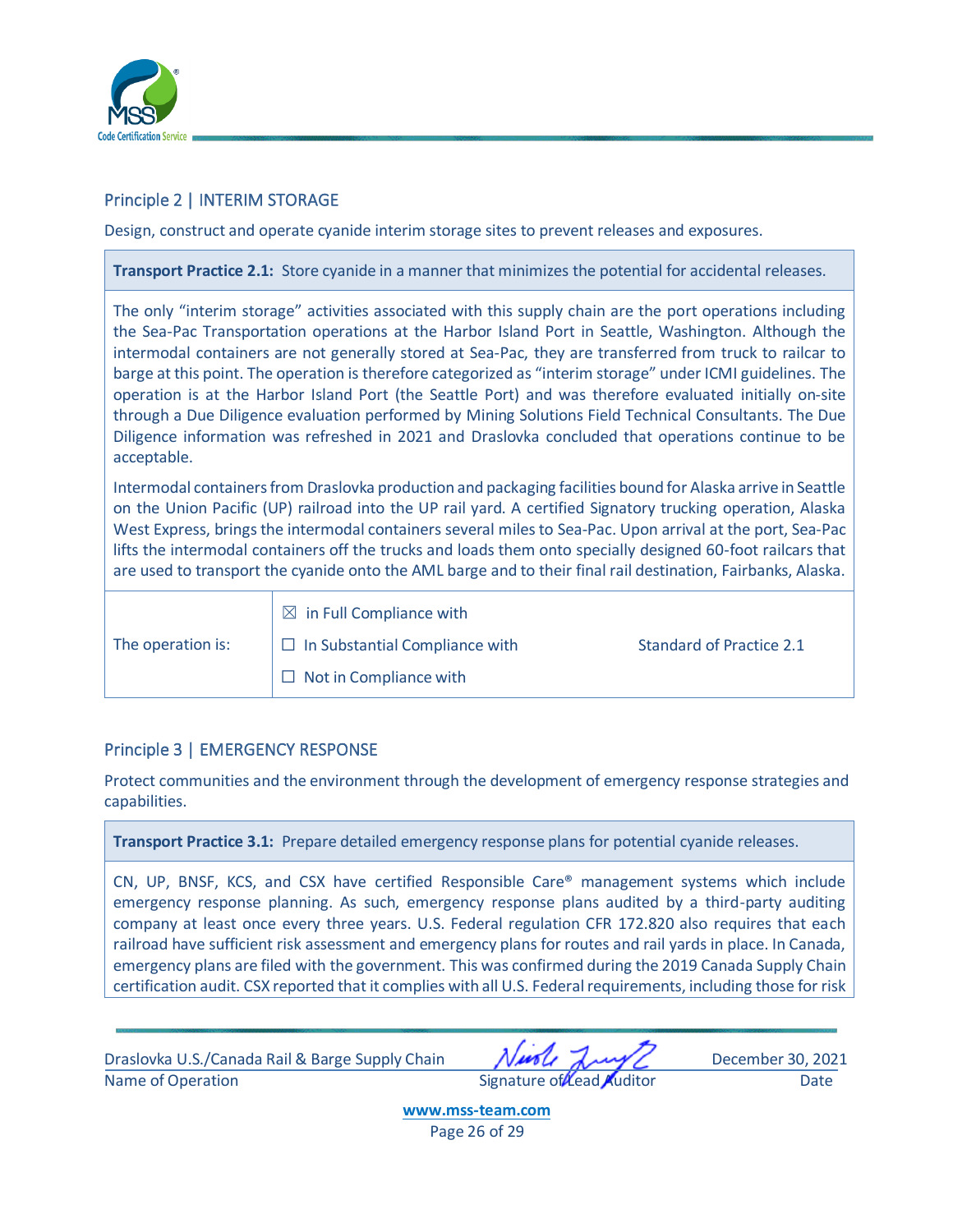## Principle 2 | INTERIM STORAGE

Design, construct and operate cyanide interim storage sites to prevent releases and exposures.

**Transport Practice 2.1:** Store cyanide in a manner that minimizes the potential for accidental releases.

The only "interim storage" activities associated with this supply chain are the port operations including the Sea-Pac Transportation operations at the Harbor Island Port in Seattle, Washington. Although the intermodal containers are not generally stored at Sea-Pac, they are transferred from truck to railcar to barge at this point. The operation is therefore categorized as "interim storage" under ICMI guidelines. The operation is at the Harbor Island Port (the Seattle Port) and was therefore evaluated initially on-site through a Due Diligence evaluation performed by Mining Solutions Field Technical Consultants. The Due Diligence information was refreshed in 2021 and Draslovka concluded that operations continue to be acceptable.

Intermodal containers from Draslovka production and packaging facilities bound for Alaska arrive in Seattle on the Union Pacific (UP) railroad into the UP rail yard. A certified Signatory trucking operation, Alaska West Express, brings the intermodal containers several miles to Sea-Pac. Upon arrival at the port, Sea-Pac lifts the intermodal containers off the trucks and loads them onto specially designed 60-foot railcars that are used to transport the cyanide onto the AML barge and to their final rail destination, Fairbanks, Alaska.

| The operation is: | ☒ in Full Compliance with<br>☐ In Substantial Compliance with<br>☐ Not in Compliance with | Standard of Practice 2.1 |
|---|---|---|

## Principle 3 | EMERGENCY RESPONSE

Protect communities and the environment through the development of emergency response strategies and capabilities.

**Transport Practice 3.1:** Prepare detailed emergency response plans for potential cyanide releases.

CN, UP, BNSF, KCS, and CSX have certified Responsible Care® management systems which include emergency response planning. As such, emergency response plans audited by a third-party auditing company at least once every three years. U.S. Federal regulation CFR 172.820 also requires that each railroad have sufficient risk assessment and emergency plans for routes and rail yards in place. In Canada, emergency plans are filed with the government. This was confirmed during the 2019 Canada Supply Chain certification audit. CSX reported that it complies with all U.S. Federal requirements, including those for risk

Draslovka U.S./Canada Rail & Barge Supply Chain — Name of Operation | Signature of Lead Auditor | December 30, 2021 — Date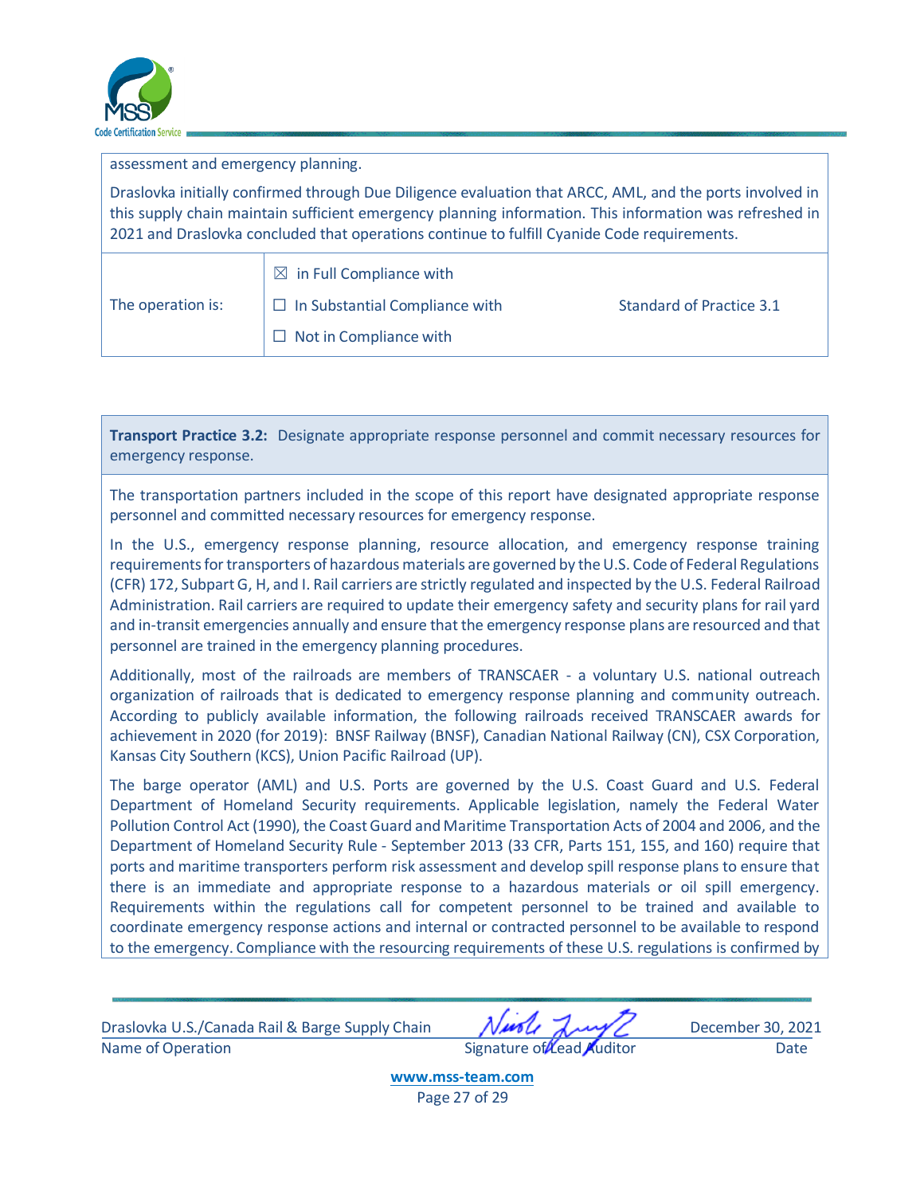assessment and emergency planning.

Draslovka initially confirmed through Due Diligence evaluation that ARCC, AML, and the ports involved in this supply chain maintain sufficient emergency planning information. This information was refreshed in 2021 and Draslovka concluded that operations continue to fulfill Cyanide Code requirements.

| The operation is: | ☒ in Full Compliance with<br>☐ In Substantial Compliance with<br>☐ Not in Compliance with | Standard of Practice 3.1 |
|---|---|---|

**Transport Practice 3.2:** Designate appropriate response personnel and commit necessary resources for emergency response.

The transportation partners included in the scope of this report have designated appropriate response personnel and committed necessary resources for emergency response.

In the U.S., emergency response planning, resource allocation, and emergency response training requirements for transporters of hazardous materials are governed by the U.S. Code of Federal Regulations (CFR) 172, Subpart G, H, and I. Rail carriers are strictly regulated and inspected by the U.S. Federal Railroad Administration. Rail carriers are required to update their emergency safety and security plans for rail yard and in-transit emergencies annually and ensure that the emergency response plans are resourced and that personnel are trained in the emergency planning procedures.

Additionally, most of the railroads are members of TRANSCAER - a voluntary U.S. national outreach organization of railroads that is dedicated to emergency response planning and community outreach. According to publicly available information, the following railroads received TRANSCAER awards for achievement in 2020 (for 2019): BNSF Railway (BNSF), Canadian National Railway (CN), CSX Corporation, Kansas City Southern (KCS), Union Pacific Railroad (UP).

The barge operator (AML) and U.S. Ports are governed by the U.S. Coast Guard and U.S. Federal Department of Homeland Security requirements. Applicable legislation, namely the Federal Water Pollution Control Act (1990), the Coast Guard and Maritime Transportation Acts of 2004 and 2006, and the Department of Homeland Security Rule - September 2013 (33 CFR, Parts 151, 155, and 160) require that ports and maritime transporters perform risk assessment and develop spill response plans to ensure that there is an immediate and appropriate response to a hazardous materials or oil spill emergency. Requirements within the regulations call for competent personnel to be trained and available to coordinate emergency response actions and internal or contracted personnel to be available to respond to the emergency. Compliance with the resourcing requirements of these U.S. regulations is confirmed by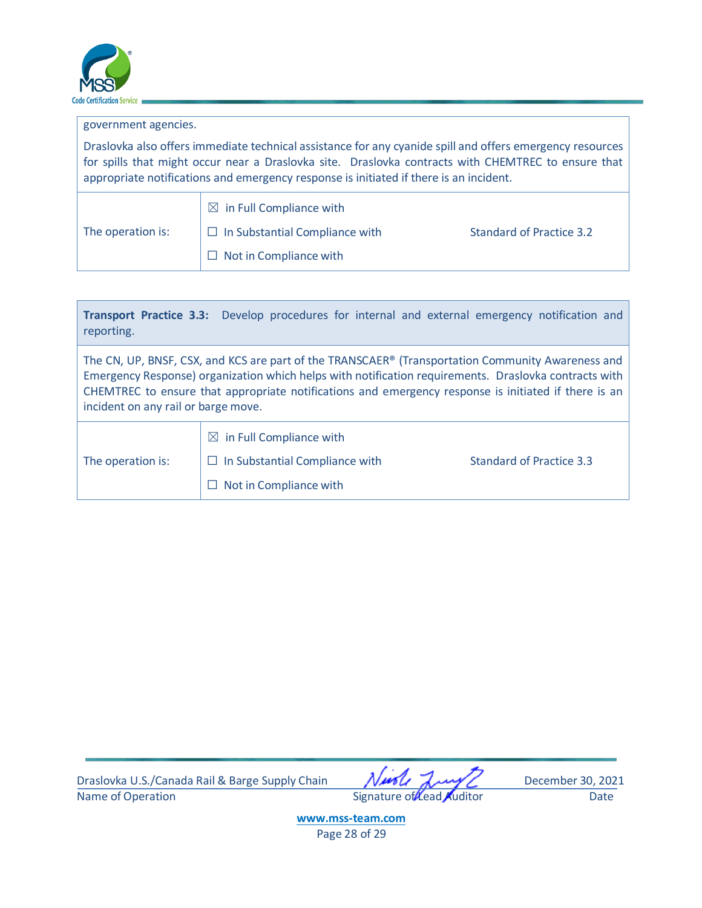government agencies.

Draslovka also offers immediate technical assistance for any cyanide spill and offers emergency resources for spills that might occur near a Draslovka site. Draslovka contracts with CHEMTREC to ensure that appropriate notifications and emergency response is initiated if there is an incident.

| The operation is: | ☒ in Full Compliance with<br>☐ In Substantial Compliance with<br>☐ Not in Compliance with | Standard of Practice 3.2 |
|---|---|---|

| **Transport Practice 3.3:** Develop procedures for internal and external emergency notification and reporting. |
|---|
| The CN, UP, BNSF, CSX, and KCS are part of the TRANSCAER® (Transportation Community Awareness and Emergency Response) organization which helps with notification requirements. Draslovka contracts with CHEMTREC to ensure that appropriate notifications and emergency response is initiated if there is an incident on any rail or barge move. |

| The operation is: | ☒ in Full Compliance with<br>☐ In Substantial Compliance with<br>☐ Not in Compliance with | Standard of Practice 3.3 |
|---|---|---|

Draslovka U.S./Canada Rail & Barge Supply Chain — Name of Operation

Signature of Lead Auditor

December 30, 2021 — Date

www.mss-team.com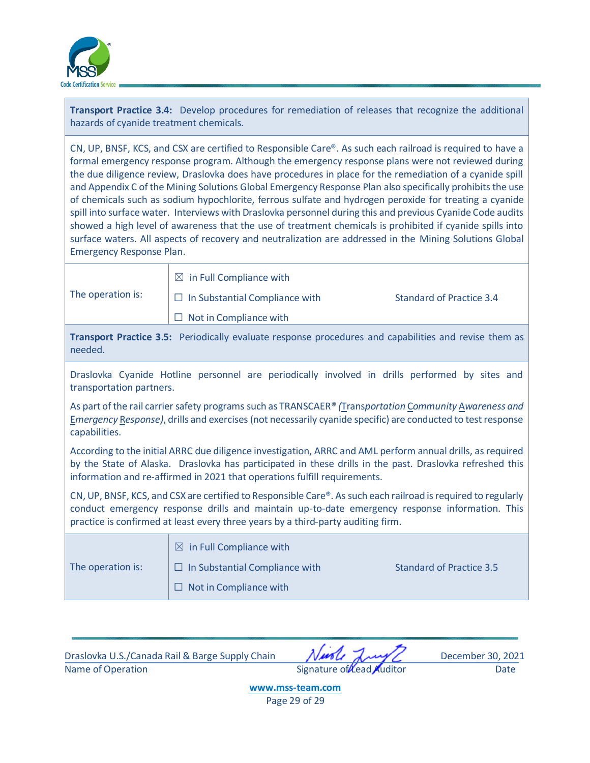**Transport Practice 3.4:** Develop procedures for remediation of releases that recognize the additional hazards of cyanide treatment chemicals.

CN, UP, BNSF, KCS, and CSX are certified to Responsible Care®. As such each railroad is required to have a formal emergency response program. Although the emergency response plans were not reviewed during the due diligence review, Draslovka does have procedures in place for the remediation of a cyanide spill and Appendix C of the Mining Solutions Global Emergency Response Plan also specifically prohibits the use of chemicals such as sodium hypochlorite, ferrous sulfate and hydrogen peroxide for treating a cyanide spill into surface water. Interviews with Draslovka personnel during this and previous Cyanide Code audits showed a high level of awareness that the use of treatment chemicals is prohibited if cyanide spills into surface waters. All aspects of recovery and neutralization are addressed in the Mining Solutions Global Emergency Response Plan.

| | | |
|---|---|---|
| The operation is: | ☒ in Full Compliance with<br>☐ In Substantial Compliance with<br>☐ Not in Compliance with | Standard of Practice 3.4 |

**Transport Practice 3.5:** Periodically evaluate response procedures and capabilities and revise them as needed.

Draslovka Cyanide Hotline personnel are periodically involved in drills performed by sites and transportation partners.

As part of the rail carrier safety programs such as TRANSCAER® *(Transportation Community Awareness and Emergency Response)*, drills and exercises (not necessarily cyanide specific) are conducted to test response capabilities.

According to the initial ARRC due diligence investigation, ARRC and AML perform annual drills, as required by the State of Alaska. Draslovka has participated in these drills in the past. Draslovka refreshed this information and re-affirmed in 2021 that operations fulfill requirements.

CN, UP, BNSF, KCS, and CSX are certified to Responsible Care®. As such each railroad is required to regularly conduct emergency response drills and maintain up-to-date emergency response information. This practice is confirmed at least every three years by a third-party auditing firm.

| | | |
|---|---|---|
| The operation is: | ☒ in Full Compliance with<br>☐ In Substantial Compliance with<br>☐ Not in Compliance with | Standard of Practice 3.5 |

| | | |
|---|---|---|
| Draslovka U.S./Canada Rail & Barge Supply Chain | Nicole Jurczyk | December 30, 2021 |
| Name of Operation | Signature of Lead Auditor | Date |

www.mss-team.com